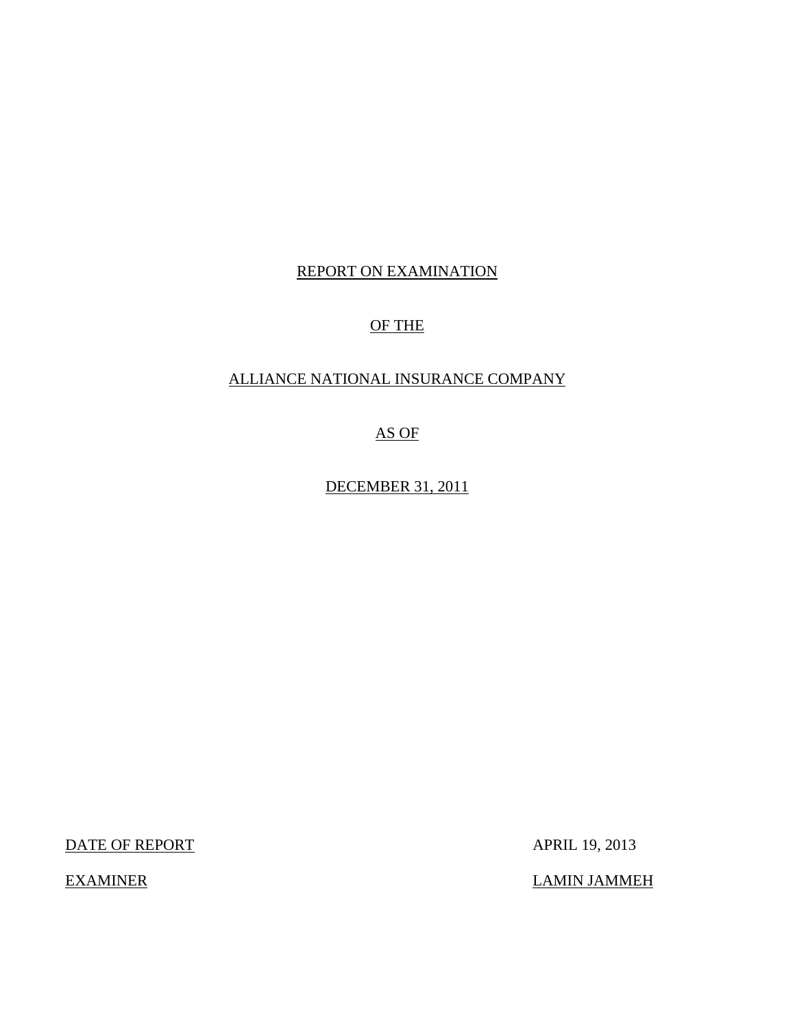REPORT ON EXAMINATION

OF THE

ALLIANCE NATIONAL INSURANCE COMPANY

AS OF

DECEMBER 31, 2011

| DATE OF REPORT | APRIL 19, 2013 |
| --- | --- |
| EXAMINER | LAMIN JAMMEH |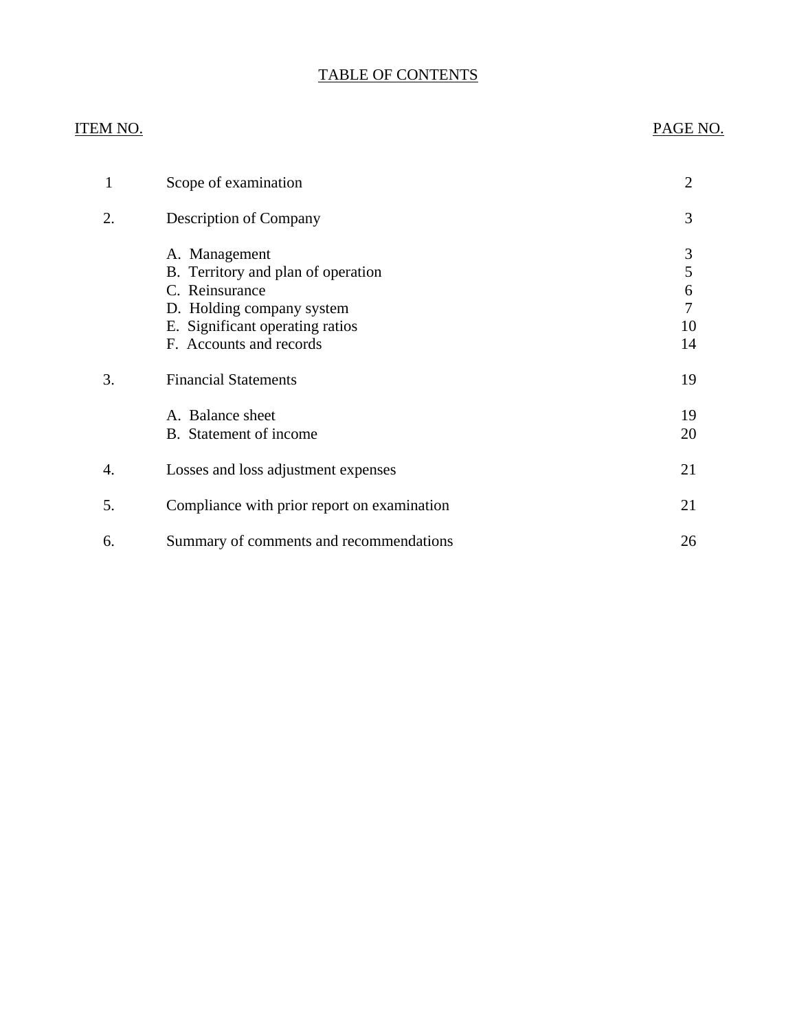# TABLE OF CONTENTS

| ITEM NO. | | PAGE NO. |
|---|---|---|
| 1 | Scope of examination | 2 |
| 2. | Description of Company | 3 |
| | A. Management | 3 |
| | B. Territory and plan of operation | 5 |
| | C. Reinsurance | 6 |
| | D. Holding company system | 7 |
| | E. Significant operating ratios | 10 |
| | F. Accounts and records | 14 |
| 3. | Financial Statements | 19 |
| | A. Balance sheet | 19 |
| | B. Statement of income | 20 |
| 4. | Losses and loss adjustment expenses | 21 |
| 5. | Compliance with prior report on examination | 21 |
| 6. | Summary of comments and recommendations | 26 |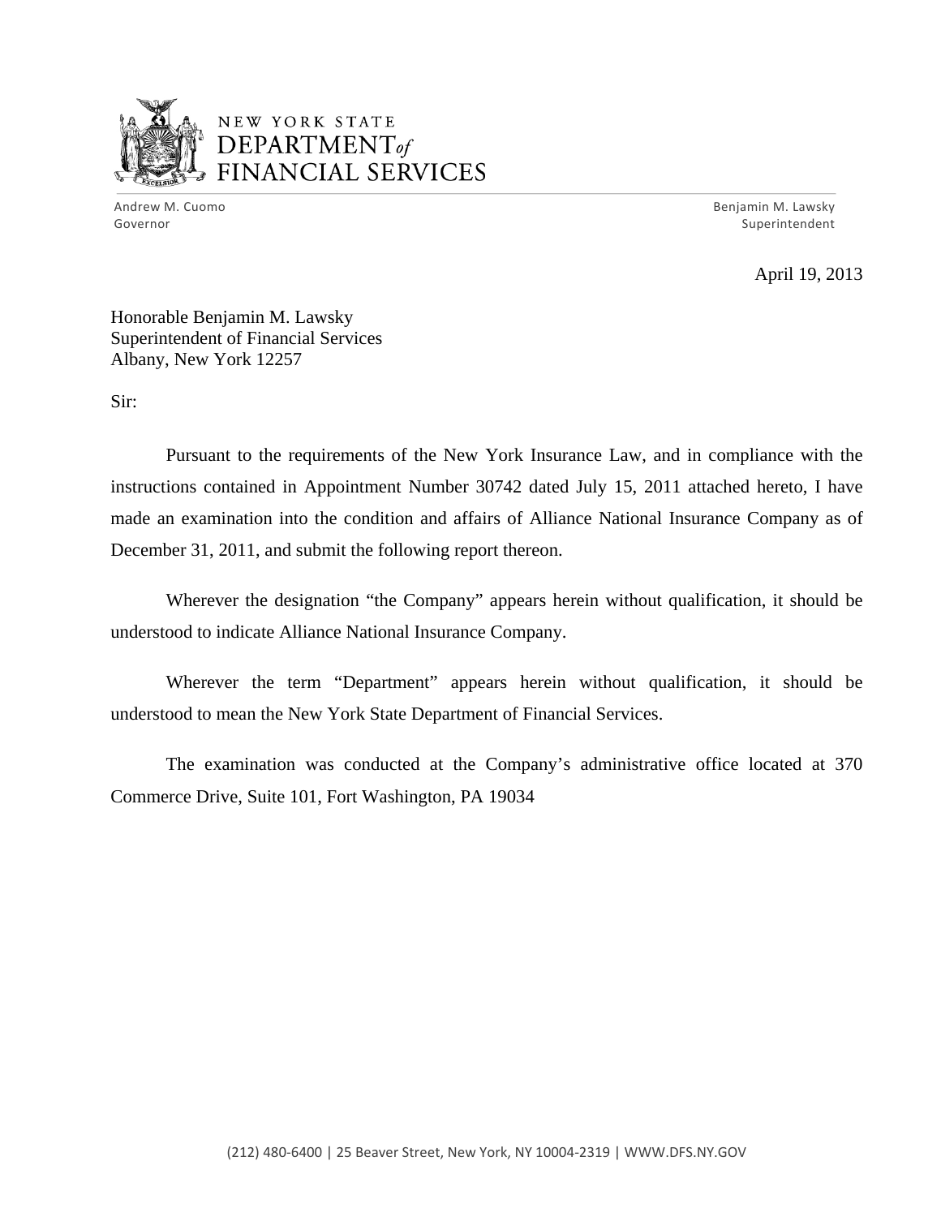NEW YORK STATE
DEPARTMENT *of*
FINANCIAL SERVICES

Andrew M. Cuomo
Governor

Benjamin M. Lawsky
Superintendent

April 19, 2013

Honorable Benjamin M. Lawsky
Superintendent of Financial Services
Albany, New York 12257

Sir:

Pursuant to the requirements of the New York Insurance Law, and in compliance with the instructions contained in Appointment Number 30742 dated July 15, 2011 attached hereto, I have made an examination into the condition and affairs of Alliance National Insurance Company as of December 31, 2011, and submit the following report thereon.

Wherever the designation "the Company" appears herein without qualification, it should be understood to indicate Alliance National Insurance Company.

Wherever the term "Department" appears herein without qualification, it should be understood to mean the New York State Department of Financial Services.

The examination was conducted at the Company's administrative office located at 370 Commerce Drive, Suite 101, Fort Washington, PA 19034

(212) 480-6400 | 25 Beaver Street, New York, NY 10004-2319 | WWW.DFS.NY.GOV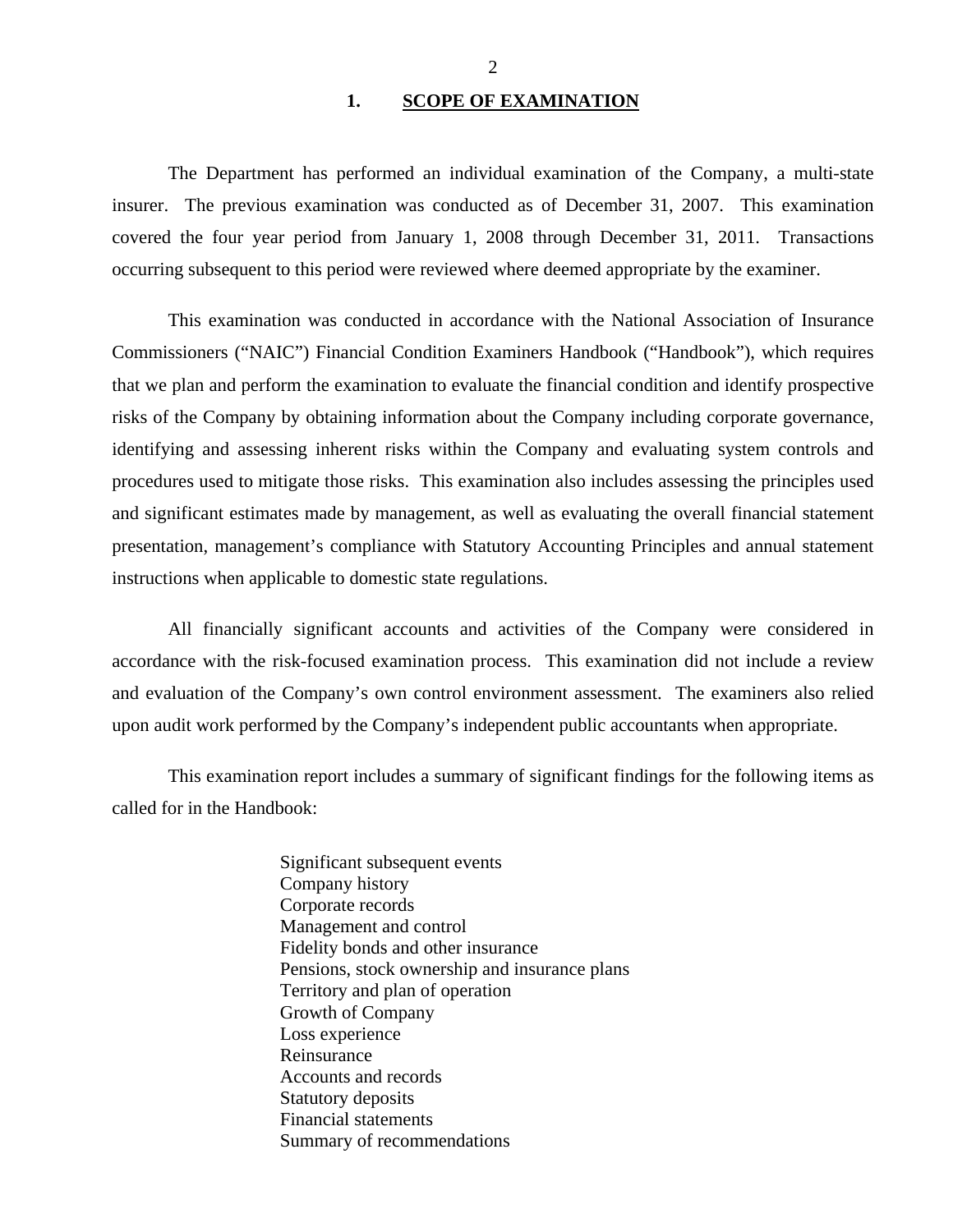## 1. SCOPE OF EXAMINATION

The Department has performed an individual examination of the Company, a multi-state insurer. The previous examination was conducted as of December 31, 2007. This examination covered the four year period from January 1, 2008 through December 31, 2011. Transactions occurring subsequent to this period were reviewed where deemed appropriate by the examiner.

This examination was conducted in accordance with the National Association of Insurance Commissioners ("NAIC") Financial Condition Examiners Handbook ("Handbook"), which requires that we plan and perform the examination to evaluate the financial condition and identify prospective risks of the Company by obtaining information about the Company including corporate governance, identifying and assessing inherent risks within the Company and evaluating system controls and procedures used to mitigate those risks. This examination also includes assessing the principles used and significant estimates made by management, as well as evaluating the overall financial statement presentation, management's compliance with Statutory Accounting Principles and annual statement instructions when applicable to domestic state regulations.

All financially significant accounts and activities of the Company were considered in accordance with the risk-focused examination process. This examination did not include a review and evaluation of the Company's own control environment assessment. The examiners also relied upon audit work performed by the Company's independent public accountants when appropriate.

This examination report includes a summary of significant findings for the following items as called for in the Handbook:

Significant subsequent events
Company history
Corporate records
Management and control
Fidelity bonds and other insurance
Pensions, stock ownership and insurance plans
Territory and plan of operation
Growth of Company
Loss experience
Reinsurance
Accounts and records
Statutory deposits
Financial statements
Summary of recommendations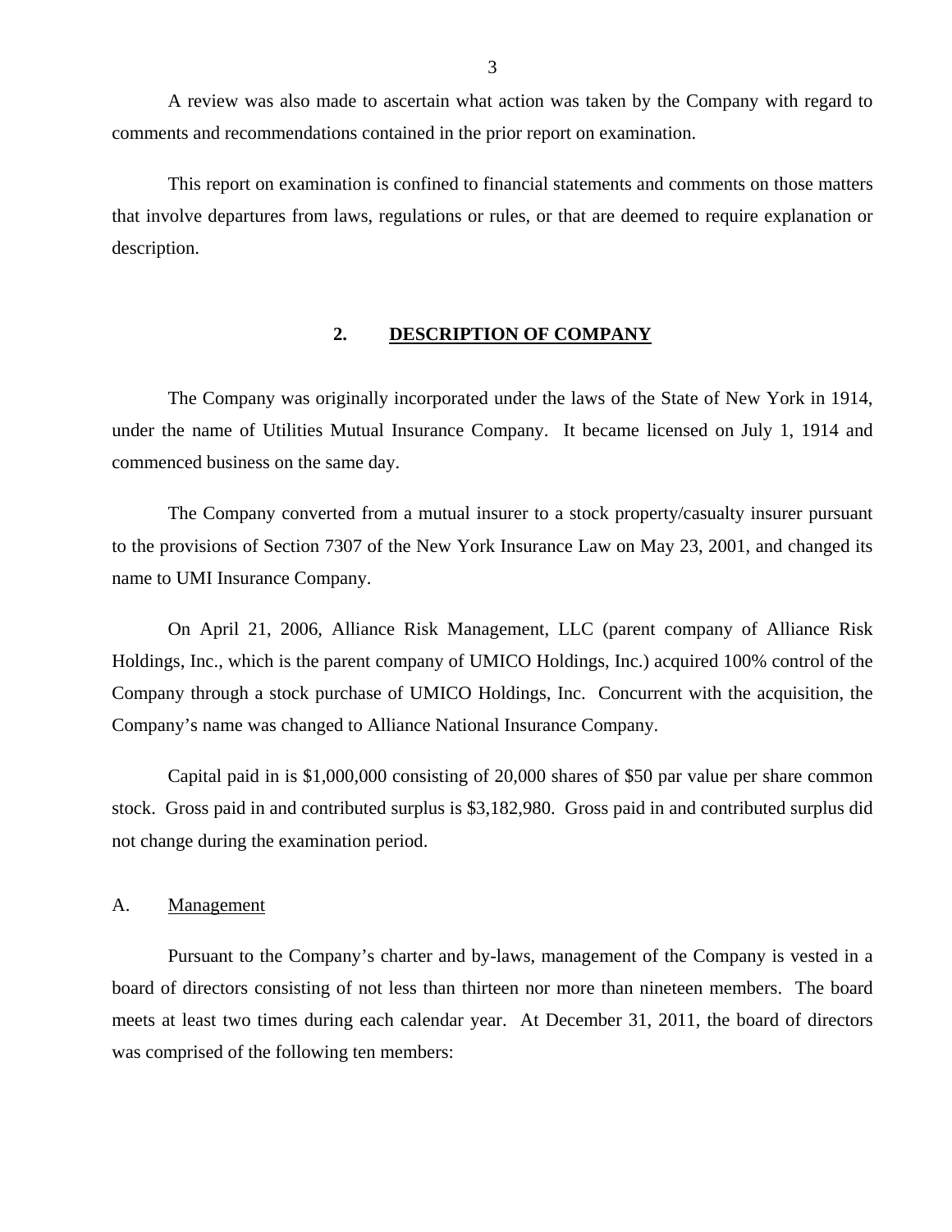A review was also made to ascertain what action was taken by the Company with regard to comments and recommendations contained in the prior report on examination.

This report on examination is confined to financial statements and comments on those matters that involve departures from laws, regulations or rules, or that are deemed to require explanation or description.

## 2. DESCRIPTION OF COMPANY

The Company was originally incorporated under the laws of the State of New York in 1914, under the name of Utilities Mutual Insurance Company. It became licensed on July 1, 1914 and commenced business on the same day.

The Company converted from a mutual insurer to a stock property/casualty insurer pursuant to the provisions of Section 7307 of the New York Insurance Law on May 23, 2001, and changed its name to UMI Insurance Company.

On April 21, 2006, Alliance Risk Management, LLC (parent company of Alliance Risk Holdings, Inc., which is the parent company of UMICO Holdings, Inc.) acquired 100% control of the Company through a stock purchase of UMICO Holdings, Inc. Concurrent with the acquisition, the Company's name was changed to Alliance National Insurance Company.

Capital paid in is $1,000,000 consisting of 20,000 shares of $50 par value per share common stock. Gross paid in and contributed surplus is $3,182,980. Gross paid in and contributed surplus did not change during the examination period.

### A. Management

Pursuant to the Company's charter and by-laws, management of the Company is vested in a board of directors consisting of not less than thirteen nor more than nineteen members. The board meets at least two times during each calendar year. At December 31, 2011, the board of directors was comprised of the following ten members: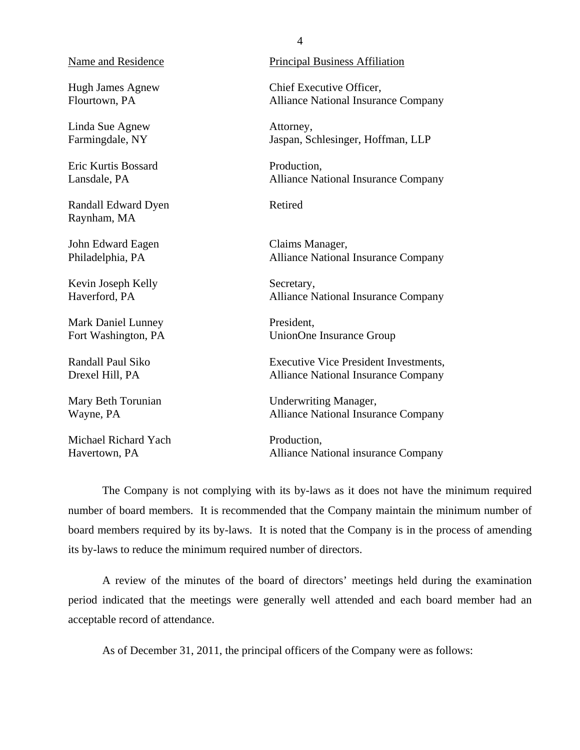| Name and Residence | Principal Business Affiliation |
| --- | --- |
| Hugh James Agnew<br>Flourtown, PA | Chief Executive Officer,<br>Alliance National Insurance Company |
| Linda Sue Agnew<br>Farmingdale, NY | Attorney,<br>Jaspan, Schlesinger, Hoffman, LLP |
| Eric Kurtis Bossard<br>Lansdale, PA | Production,<br>Alliance National Insurance Company |
| Randall Edward Dyen<br>Raynham, MA | Retired |
| John Edward Eagen<br>Philadelphia, PA | Claims Manager,<br>Alliance National Insurance Company |
| Kevin Joseph Kelly<br>Haverford, PA | Secretary,<br>Alliance National Insurance Company |
| Mark Daniel Lunney<br>Fort Washington, PA | President,<br>UnionOne Insurance Group |
| Randall Paul Siko<br>Drexel Hill, PA | Executive Vice President Investments,<br>Alliance National Insurance Company |
| Mary Beth Torunian<br>Wayne, PA | Underwriting Manager,<br>Alliance National Insurance Company |
| Michael Richard Yach<br>Havertown, PA | Production,<br>Alliance National insurance Company |

The Company is not complying with its by-laws as it does not have the minimum required number of board members. It is recommended that the Company maintain the minimum number of board members required by its by-laws. It is noted that the Company is in the process of amending its by-laws to reduce the minimum required number of directors.

A review of the minutes of the board of directors' meetings held during the examination period indicated that the meetings were generally well attended and each board member had an acceptable record of attendance.

As of December 31, 2011, the principal officers of the Company were as follows: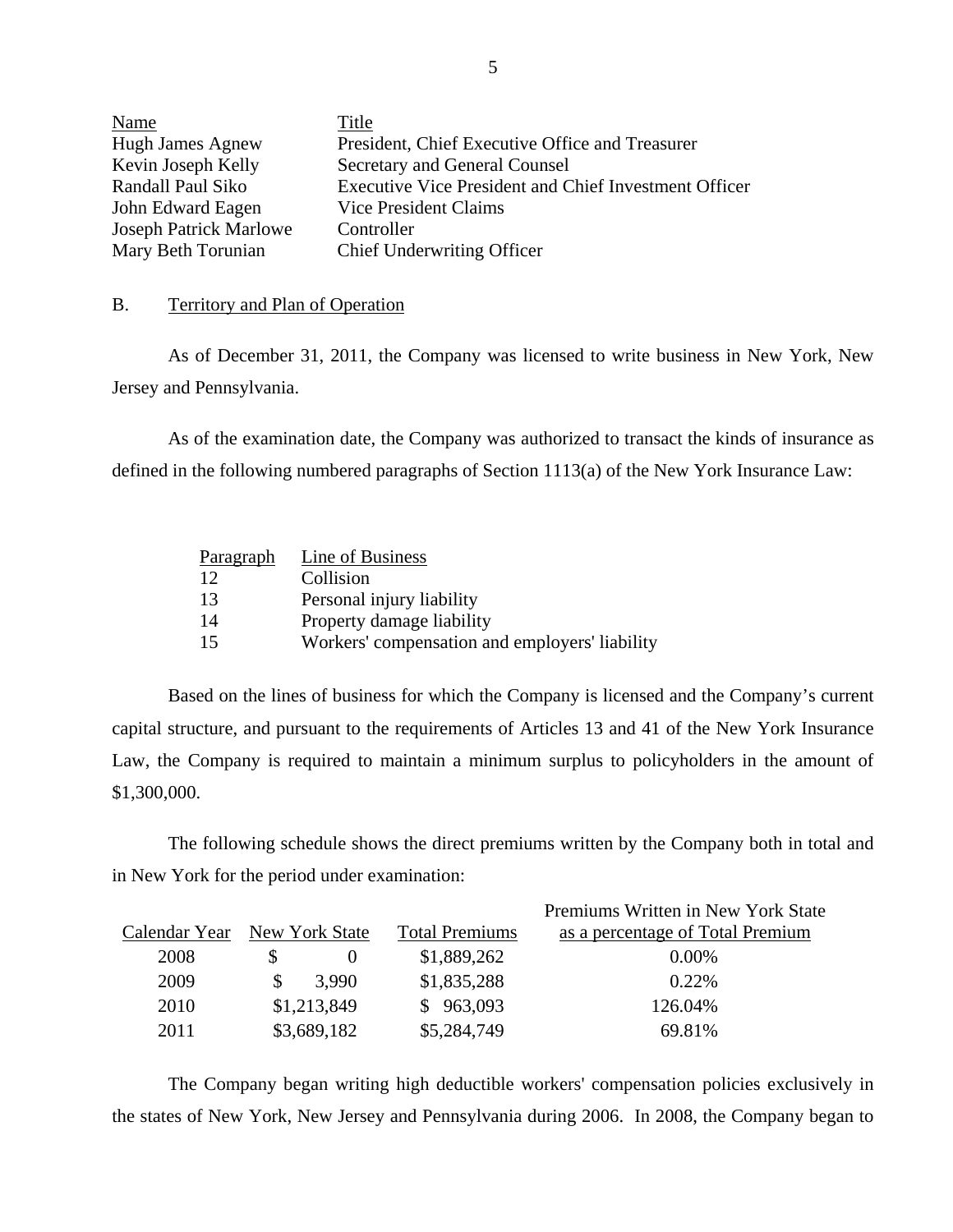| Name | Title |
|---|---|
| Hugh James Agnew | President, Chief Executive Office and Treasurer |
| Kevin Joseph Kelly | Secretary and General Counsel |
| Randall Paul Siko | Executive Vice President and Chief Investment Officer |
| John Edward Eagen | Vice President Claims |
| Joseph Patrick Marlowe | Controller |
| Mary Beth Torunian | Chief Underwriting Officer |

B. Territory and Plan of Operation

As of December 31, 2011, the Company was licensed to write business in New York, New Jersey and Pennsylvania.

As of the examination date, the Company was authorized to transact the kinds of insurance as defined in the following numbered paragraphs of Section 1113(a) of the New York Insurance Law:

| Paragraph | Line of Business |
|---|---|
| 12 | Collision |
| 13 | Personal injury liability |
| 14 | Property damage liability |
| 15 | Workers' compensation and employers' liability |

Based on the lines of business for which the Company is licensed and the Company's current capital structure, and pursuant to the requirements of Articles 13 and 41 of the New York Insurance Law, the Company is required to maintain a minimum surplus to policyholders in the amount of $1,300,000.

The following schedule shows the direct premiums written by the Company both in total and in New York for the period under examination:

| Calendar Year | New York State | Total Premiums | Premiums Written in New York State as a percentage of Total Premium |
|---|---|---|---|
| 2008 | $ 0 | $1,889,262 | 0.00% |
| 2009 | $ 3,990 | $1,835,288 | 0.22% |
| 2010 | $1,213,849 | $ 963,093 | 126.04% |
| 2011 | $3,689,182 | $5,284,749 | 69.81% |

The Company began writing high deductible workers' compensation policies exclusively in the states of New York, New Jersey and Pennsylvania during 2006. In 2008, the Company began to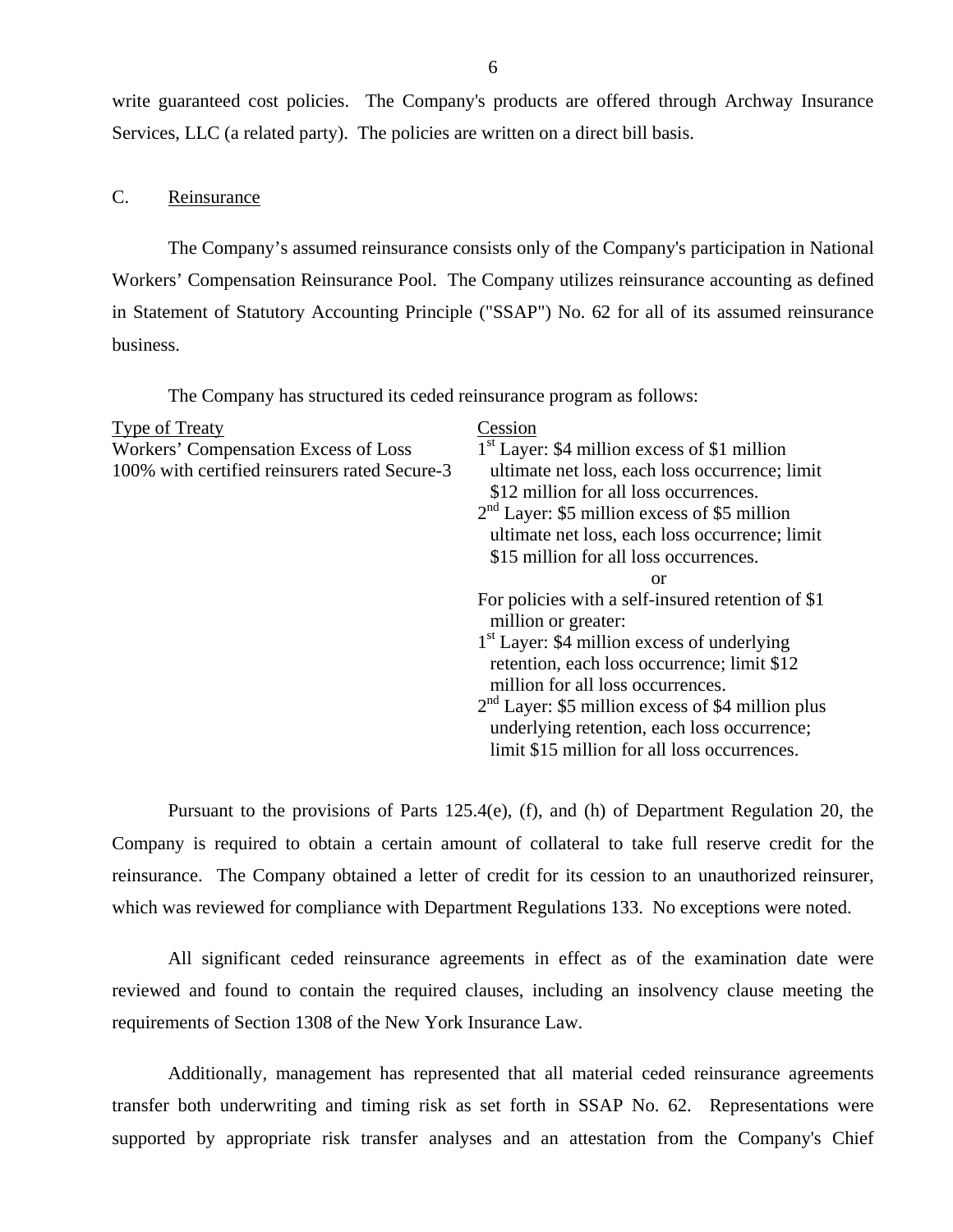write guaranteed cost policies. The Company's products are offered through Archway Insurance Services, LLC (a related party). The policies are written on a direct bill basis.

## C. Reinsurance

The Company's assumed reinsurance consists only of the Company's participation in National Workers' Compensation Reinsurance Pool. The Company utilizes reinsurance accounting as defined in Statement of Statutory Accounting Principle ("SSAP") No. 62 for all of its assumed reinsurance business.

The Company has structured its ceded reinsurance program as follows:

| Type of Treaty | Cession |
|---|---|
| Workers' Compensation Excess of Loss<br>100% with certified reinsurers rated Secure-3 | 1st Layer: \$4 million excess of \$1 million ultimate net loss, each loss occurrence; limit \$12 million for all loss occurrences.<br>2nd Layer: \$5 million excess of \$5 million ultimate net loss, each loss occurrence; limit \$15 million for all loss occurrences.<br>or<br>For policies with a self-insured retention of \$1 million or greater:<br>1st Layer: \$4 million excess of underlying retention, each loss occurrence; limit \$12 million for all loss occurrences.<br>2nd Layer: \$5 million excess of \$4 million plus underlying retention, each loss occurrence; limit \$15 million for all loss occurrences. |

Pursuant to the provisions of Parts 125.4(e), (f), and (h) of Department Regulation 20, the Company is required to obtain a certain amount of collateral to take full reserve credit for the reinsurance. The Company obtained a letter of credit for its cession to an unauthorized reinsurer, which was reviewed for compliance with Department Regulations 133. No exceptions were noted.

All significant ceded reinsurance agreements in effect as of the examination date were reviewed and found to contain the required clauses, including an insolvency clause meeting the requirements of Section 1308 of the New York Insurance Law.

Additionally, management has represented that all material ceded reinsurance agreements transfer both underwriting and timing risk as set forth in SSAP No. 62. Representations were supported by appropriate risk transfer analyses and an attestation from the Company's Chief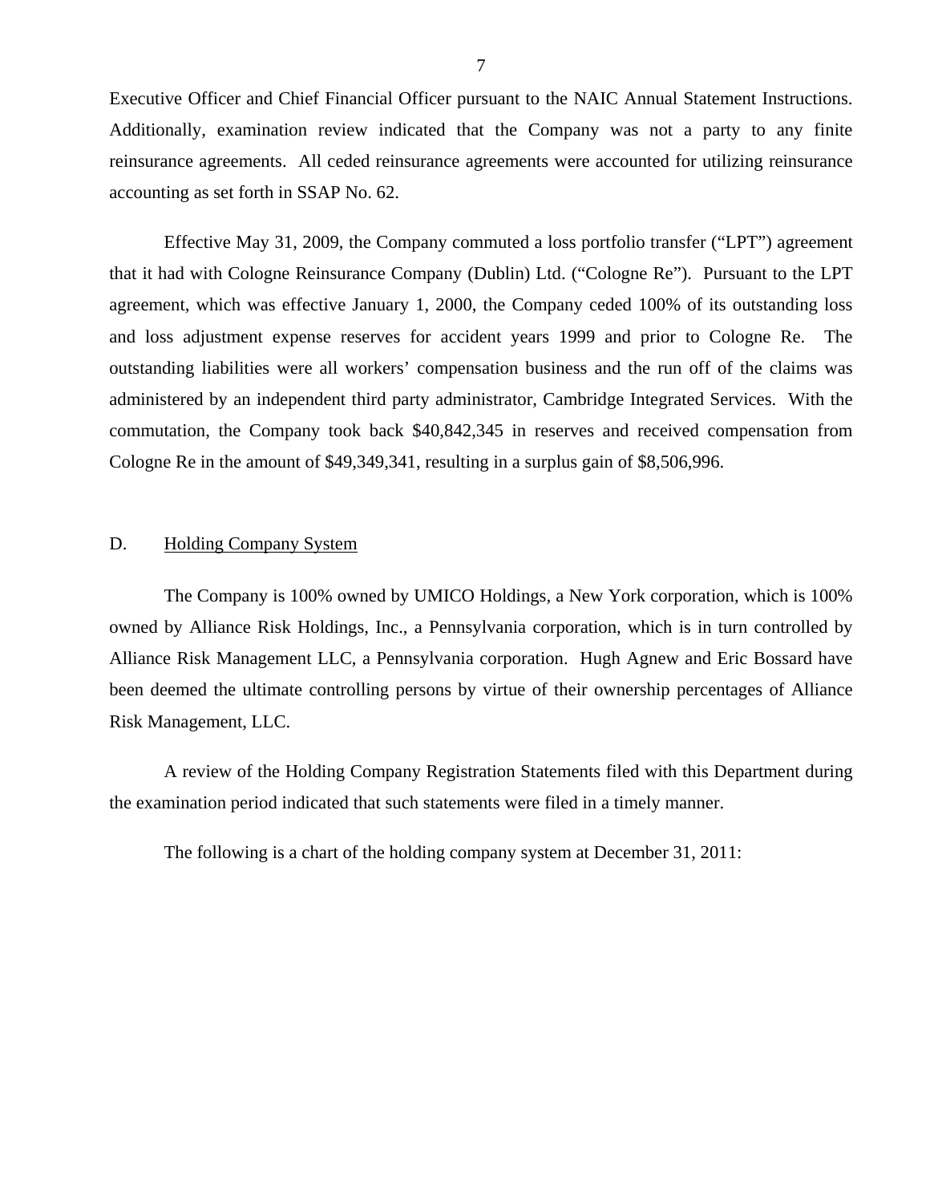Executive Officer and Chief Financial Officer pursuant to the NAIC Annual Statement Instructions. Additionally, examination review indicated that the Company was not a party to any finite reinsurance agreements. All ceded reinsurance agreements were accounted for utilizing reinsurance accounting as set forth in SSAP No. 62.

Effective May 31, 2009, the Company commuted a loss portfolio transfer ("LPT") agreement that it had with Cologne Reinsurance Company (Dublin) Ltd. ("Cologne Re"). Pursuant to the LPT agreement, which was effective January 1, 2000, the Company ceded 100% of its outstanding loss and loss adjustment expense reserves for accident years 1999 and prior to Cologne Re. The outstanding liabilities were all workers' compensation business and the run off of the claims was administered by an independent third party administrator, Cambridge Integrated Services. With the commutation, the Company took back $40,842,345 in reserves and received compensation from Cologne Re in the amount of $49,349,341, resulting in a surplus gain of $8,506,996.

## D. Holding Company System

The Company is 100% owned by UMICO Holdings, a New York corporation, which is 100% owned by Alliance Risk Holdings, Inc., a Pennsylvania corporation, which is in turn controlled by Alliance Risk Management LLC, a Pennsylvania corporation. Hugh Agnew and Eric Bossard have been deemed the ultimate controlling persons by virtue of their ownership percentages of Alliance Risk Management, LLC.

A review of the Holding Company Registration Statements filed with this Department during the examination period indicated that such statements were filed in a timely manner.

The following is a chart of the holding company system at December 31, 2011: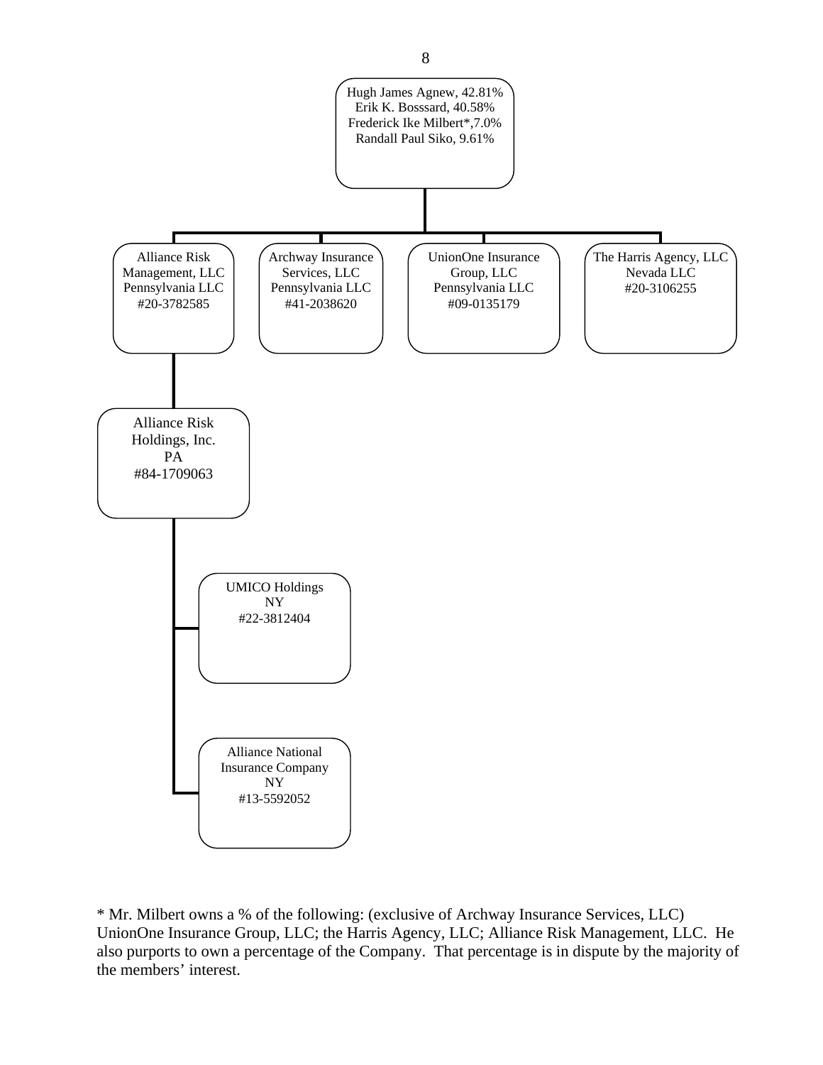Hugh James Agnew, 42.81%
Erik K. Bosssard, 40.58%
Frederick Ike Milbert*,7.0%
Randall Paul Siko, 9.61%

- Alliance Risk Management, LLC
  Pennsylvania LLC
  #20-3782585
  - Alliance Risk Holdings, Inc.
    PA
    #84-1709063
    - UMICO Holdings
      NY
      #22-3812404
    - Alliance National Insurance Company
      NY
      #13-5592052
- Archway Insurance Services, LLC
  Pennsylvania LLC
  #41-2038620
- UnionOne Insurance Group, LLC
  Pennsylvania LLC
  #09-0135179
- The Harris Agency, LLC
  Nevada LLC
  #20-3106255

* Mr. Milbert owns a % of the following: (exclusive of Archway Insurance Services, LLC) UnionOne Insurance Group, LLC; the Harris Agency, LLC; Alliance Risk Management, LLC. He also purports to own a percentage of the Company. That percentage is in dispute by the majority of the members' interest.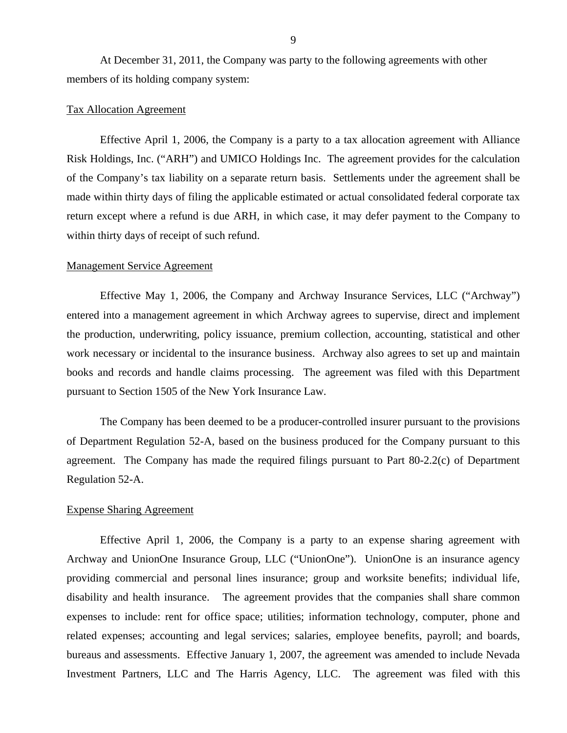At December 31, 2011, the Company was party to the following agreements with other members of its holding company system:

Tax Allocation Agreement

Effective April 1, 2006, the Company is a party to a tax allocation agreement with Alliance Risk Holdings, Inc. ("ARH") and UMICO Holdings Inc. The agreement provides for the calculation of the Company's tax liability on a separate return basis. Settlements under the agreement shall be made within thirty days of filing the applicable estimated or actual consolidated federal corporate tax return except where a refund is due ARH, in which case, it may defer payment to the Company to within thirty days of receipt of such refund.

Management Service Agreement

Effective May 1, 2006, the Company and Archway Insurance Services, LLC ("Archway") entered into a management agreement in which Archway agrees to supervise, direct and implement the production, underwriting, policy issuance, premium collection, accounting, statistical and other work necessary or incidental to the insurance business. Archway also agrees to set up and maintain books and records and handle claims processing. The agreement was filed with this Department pursuant to Section 1505 of the New York Insurance Law.

The Company has been deemed to be a producer-controlled insurer pursuant to the provisions of Department Regulation 52-A, based on the business produced for the Company pursuant to this agreement. The Company has made the required filings pursuant to Part 80-2.2(c) of Department Regulation 52-A.

Expense Sharing Agreement

Effective April 1, 2006, the Company is a party to an expense sharing agreement with Archway and UnionOne Insurance Group, LLC ("UnionOne"). UnionOne is an insurance agency providing commercial and personal lines insurance; group and worksite benefits; individual life, disability and health insurance. The agreement provides that the companies shall share common expenses to include: rent for office space; utilities; information technology, computer, phone and related expenses; accounting and legal services; salaries, employee benefits, payroll; and boards, bureaus and assessments. Effective January 1, 2007, the agreement was amended to include Nevada Investment Partners, LLC and The Harris Agency, LLC. The agreement was filed with this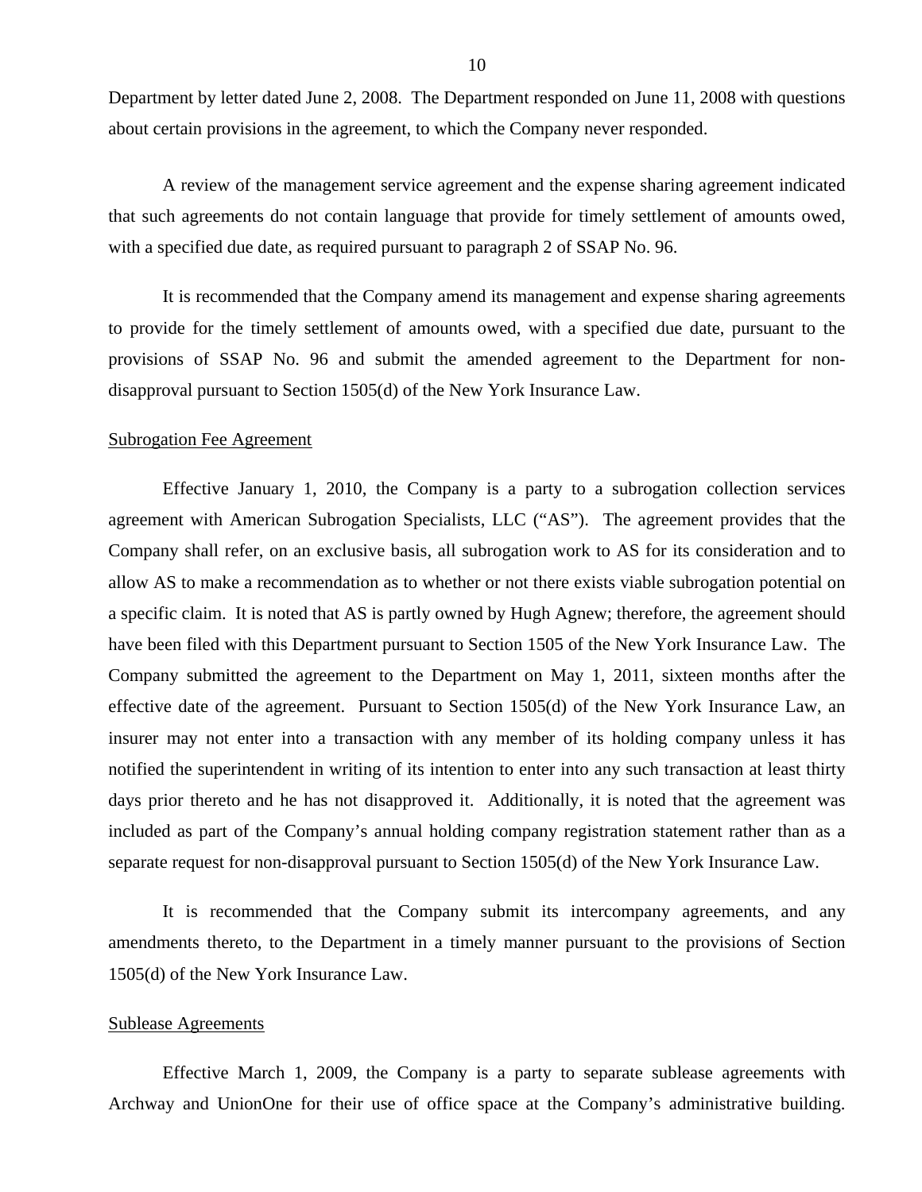Department by letter dated June 2, 2008. The Department responded on June 11, 2008 with questions about certain provisions in the agreement, to which the Company never responded.

A review of the management service agreement and the expense sharing agreement indicated that such agreements do not contain language that provide for timely settlement of amounts owed, with a specified due date, as required pursuant to paragraph 2 of SSAP No. 96.

It is recommended that the Company amend its management and expense sharing agreements to provide for the timely settlement of amounts owed, with a specified due date, pursuant to the provisions of SSAP No. 96 and submit the amended agreement to the Department for non-disapproval pursuant to Section 1505(d) of the New York Insurance Law.

Subrogation Fee Agreement

Effective January 1, 2010, the Company is a party to a subrogation collection services agreement with American Subrogation Specialists, LLC ("AS"). The agreement provides that the Company shall refer, on an exclusive basis, all subrogation work to AS for its consideration and to allow AS to make a recommendation as to whether or not there exists viable subrogation potential on a specific claim. It is noted that AS is partly owned by Hugh Agnew; therefore, the agreement should have been filed with this Department pursuant to Section 1505 of the New York Insurance Law. The Company submitted the agreement to the Department on May 1, 2011, sixteen months after the effective date of the agreement. Pursuant to Section 1505(d) of the New York Insurance Law, an insurer may not enter into a transaction with any member of its holding company unless it has notified the superintendent in writing of its intention to enter into any such transaction at least thirty days prior thereto and he has not disapproved it. Additionally, it is noted that the agreement was included as part of the Company's annual holding company registration statement rather than as a separate request for non-disapproval pursuant to Section 1505(d) of the New York Insurance Law.

It is recommended that the Company submit its intercompany agreements, and any amendments thereto, to the Department in a timely manner pursuant to the provisions of Section 1505(d) of the New York Insurance Law.

Sublease Agreements

Effective March 1, 2009, the Company is a party to separate sublease agreements with Archway and UnionOne for their use of office space at the Company's administrative building.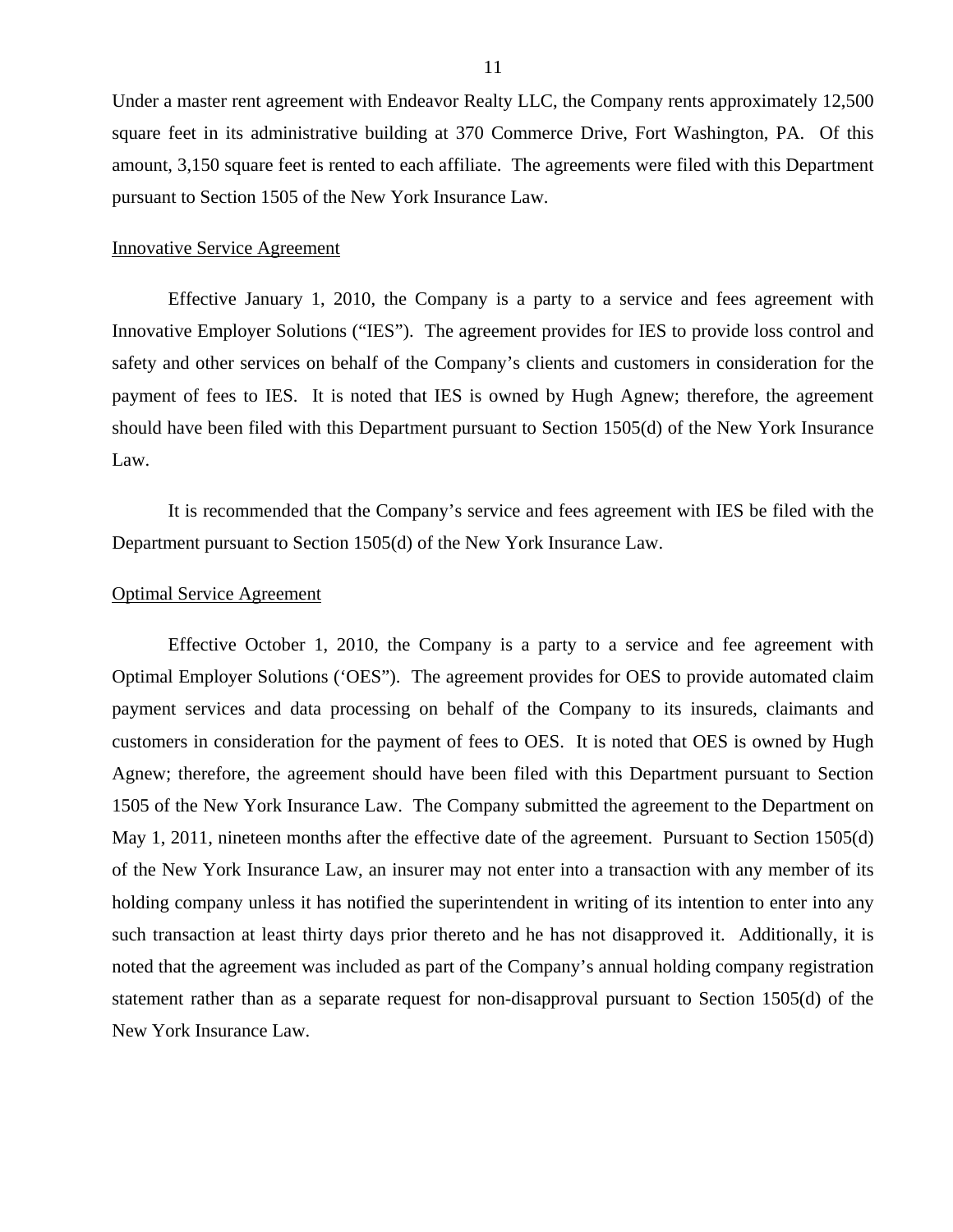Under a master rent agreement with Endeavor Realty LLC, the Company rents approximately 12,500 square feet in its administrative building at 370 Commerce Drive, Fort Washington, PA. Of this amount, 3,150 square feet is rented to each affiliate. The agreements were filed with this Department pursuant to Section 1505 of the New York Insurance Law.

Innovative Service Agreement

Effective January 1, 2010, the Company is a party to a service and fees agreement with Innovative Employer Solutions ("IES"). The agreement provides for IES to provide loss control and safety and other services on behalf of the Company's clients and customers in consideration for the payment of fees to IES. It is noted that IES is owned by Hugh Agnew; therefore, the agreement should have been filed with this Department pursuant to Section 1505(d) of the New York Insurance Law.

It is recommended that the Company's service and fees agreement with IES be filed with the Department pursuant to Section 1505(d) of the New York Insurance Law.

Optimal Service Agreement

Effective October 1, 2010, the Company is a party to a service and fee agreement with Optimal Employer Solutions ('OES"). The agreement provides for OES to provide automated claim payment services and data processing on behalf of the Company to its insureds, claimants and customers in consideration for the payment of fees to OES. It is noted that OES is owned by Hugh Agnew; therefore, the agreement should have been filed with this Department pursuant to Section 1505 of the New York Insurance Law. The Company submitted the agreement to the Department on May 1, 2011, nineteen months after the effective date of the agreement. Pursuant to Section 1505(d) of the New York Insurance Law, an insurer may not enter into a transaction with any member of its holding company unless it has notified the superintendent in writing of its intention to enter into any such transaction at least thirty days prior thereto and he has not disapproved it. Additionally, it is noted that the agreement was included as part of the Company's annual holding company registration statement rather than as a separate request for non-disapproval pursuant to Section 1505(d) of the New York Insurance Law.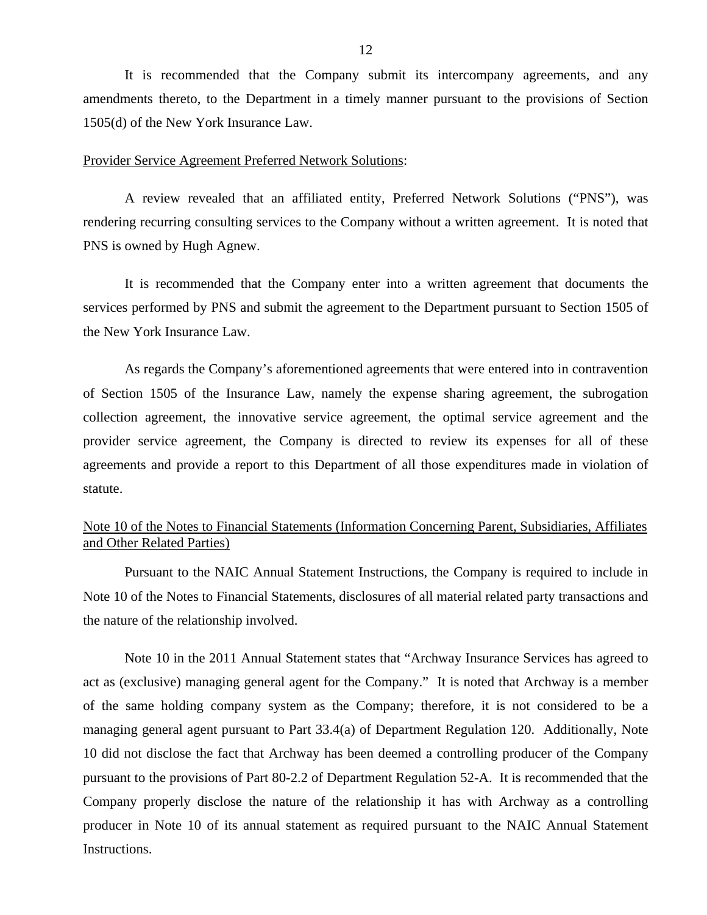It is recommended that the Company submit its intercompany agreements, and any amendments thereto, to the Department in a timely manner pursuant to the provisions of Section 1505(d) of the New York Insurance Law.

Provider Service Agreement Preferred Network Solutions:

A review revealed that an affiliated entity, Preferred Network Solutions ("PNS"), was rendering recurring consulting services to the Company without a written agreement. It is noted that PNS is owned by Hugh Agnew.

It is recommended that the Company enter into a written agreement that documents the services performed by PNS and submit the agreement to the Department pursuant to Section 1505 of the New York Insurance Law.

As regards the Company's aforementioned agreements that were entered into in contravention of Section 1505 of the Insurance Law, namely the expense sharing agreement, the subrogation collection agreement, the innovative service agreement, the optimal service agreement and the provider service agreement, the Company is directed to review its expenses for all of these agreements and provide a report to this Department of all those expenditures made in violation of statute.

Note 10 of the Notes to Financial Statements (Information Concerning Parent, Subsidiaries, Affiliates and Other Related Parties)

Pursuant to the NAIC Annual Statement Instructions, the Company is required to include in Note 10 of the Notes to Financial Statements, disclosures of all material related party transactions and the nature of the relationship involved.

Note 10 in the 2011 Annual Statement states that "Archway Insurance Services has agreed to act as (exclusive) managing general agent for the Company." It is noted that Archway is a member of the same holding company system as the Company; therefore, it is not considered to be a managing general agent pursuant to Part 33.4(a) of Department Regulation 120. Additionally, Note 10 did not disclose the fact that Archway has been deemed a controlling producer of the Company pursuant to the provisions of Part 80-2.2 of Department Regulation 52-A. It is recommended that the Company properly disclose the nature of the relationship it has with Archway as a controlling producer in Note 10 of its annual statement as required pursuant to the NAIC Annual Statement Instructions.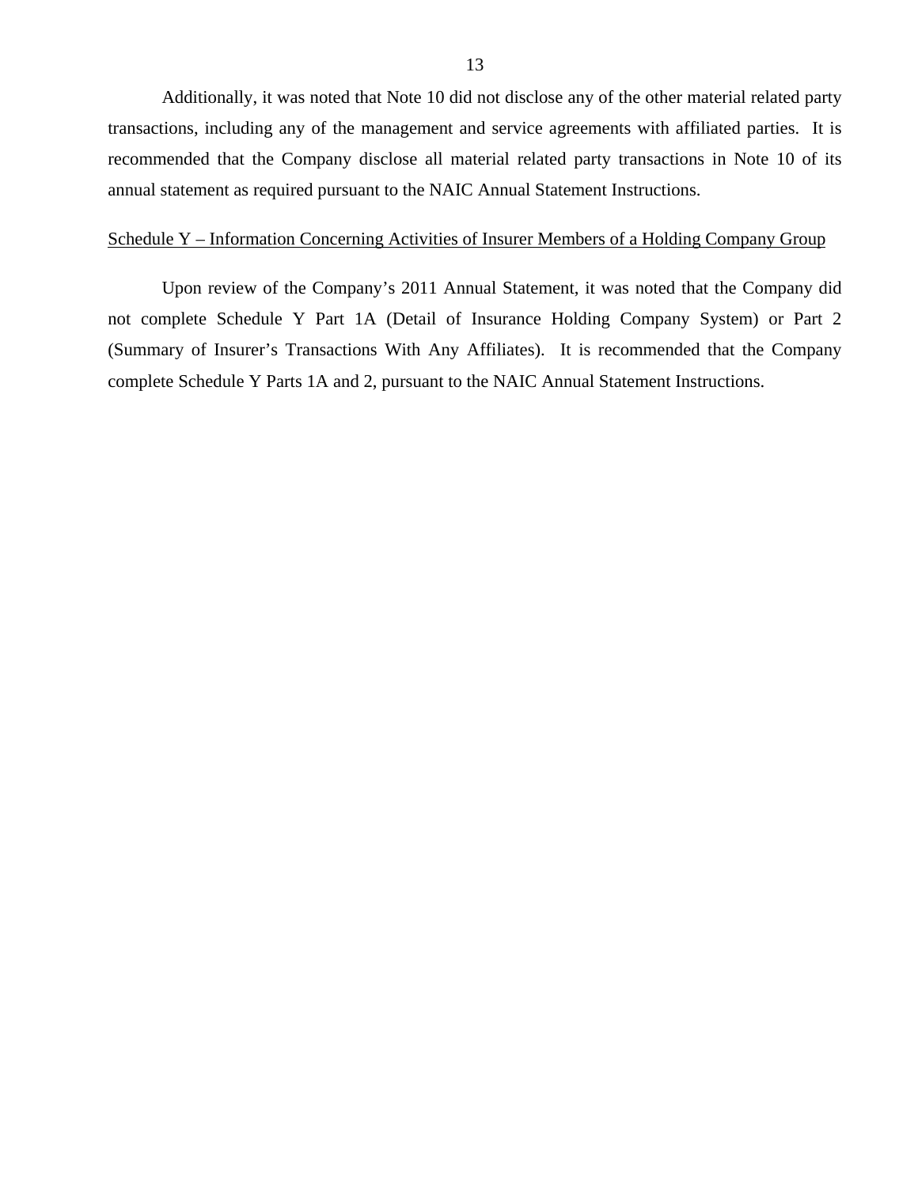Additionally, it was noted that Note 10 did not disclose any of the other material related party transactions, including any of the management and service agreements with affiliated parties. It is recommended that the Company disclose all material related party transactions in Note 10 of its annual statement as required pursuant to the NAIC Annual Statement Instructions.

Schedule Y – Information Concerning Activities of Insurer Members of a Holding Company Group

Upon review of the Company's 2011 Annual Statement, it was noted that the Company did not complete Schedule Y Part 1A (Detail of Insurance Holding Company System) or Part 2 (Summary of Insurer's Transactions With Any Affiliates). It is recommended that the Company complete Schedule Y Parts 1A and 2, pursuant to the NAIC Annual Statement Instructions.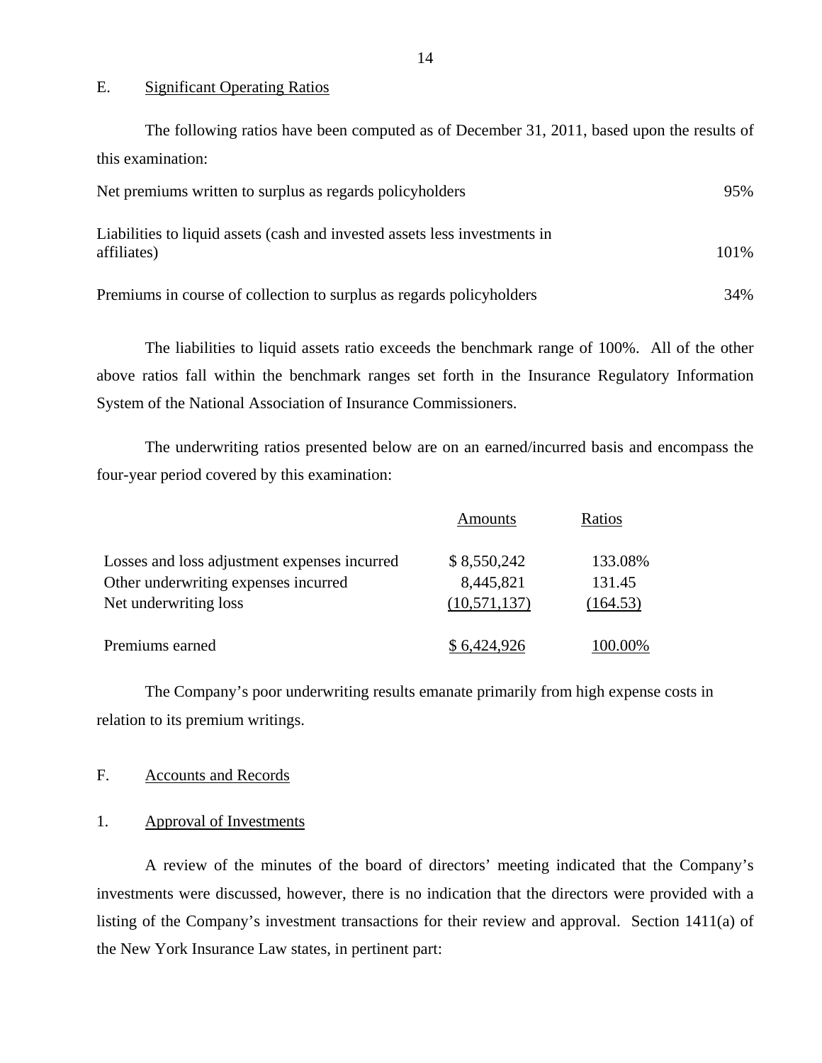## E. Significant Operating Ratios

The following ratios have been computed as of December 31, 2011, based upon the results of this examination:

| | |
|---|---|
| Net premiums written to surplus as regards policyholders | 95% |
| Liabilities to liquid assets (cash and invested assets less investments in affiliates) | 101% |
| Premiums in course of collection to surplus as regards policyholders | 34% |

The liabilities to liquid assets ratio exceeds the benchmark range of 100%. All of the other above ratios fall within the benchmark ranges set forth in the Insurance Regulatory Information System of the National Association of Insurance Commissioners.

The underwriting ratios presented below are on an earned/incurred basis and encompass the four-year period covered by this examination:

| | Amounts | Ratios |
|---|---|---|
| Losses and loss adjustment expenses incurred | $ 8,550,242 | 133.08% |
| Other underwriting expenses incurred | 8,445,821 | 131.45 |
| Net underwriting loss | (10,571,137) | (164.53) |
| Premiums earned | $ 6,424,926 | 100.00% |

The Company's poor underwriting results emanate primarily from high expense costs in relation to its premium writings.

## F. Accounts and Records

### 1. Approval of Investments

A review of the minutes of the board of directors' meeting indicated that the Company's investments were discussed, however, there is no indication that the directors were provided with a listing of the Company's investment transactions for their review and approval. Section 1411(a) of the New York Insurance Law states, in pertinent part: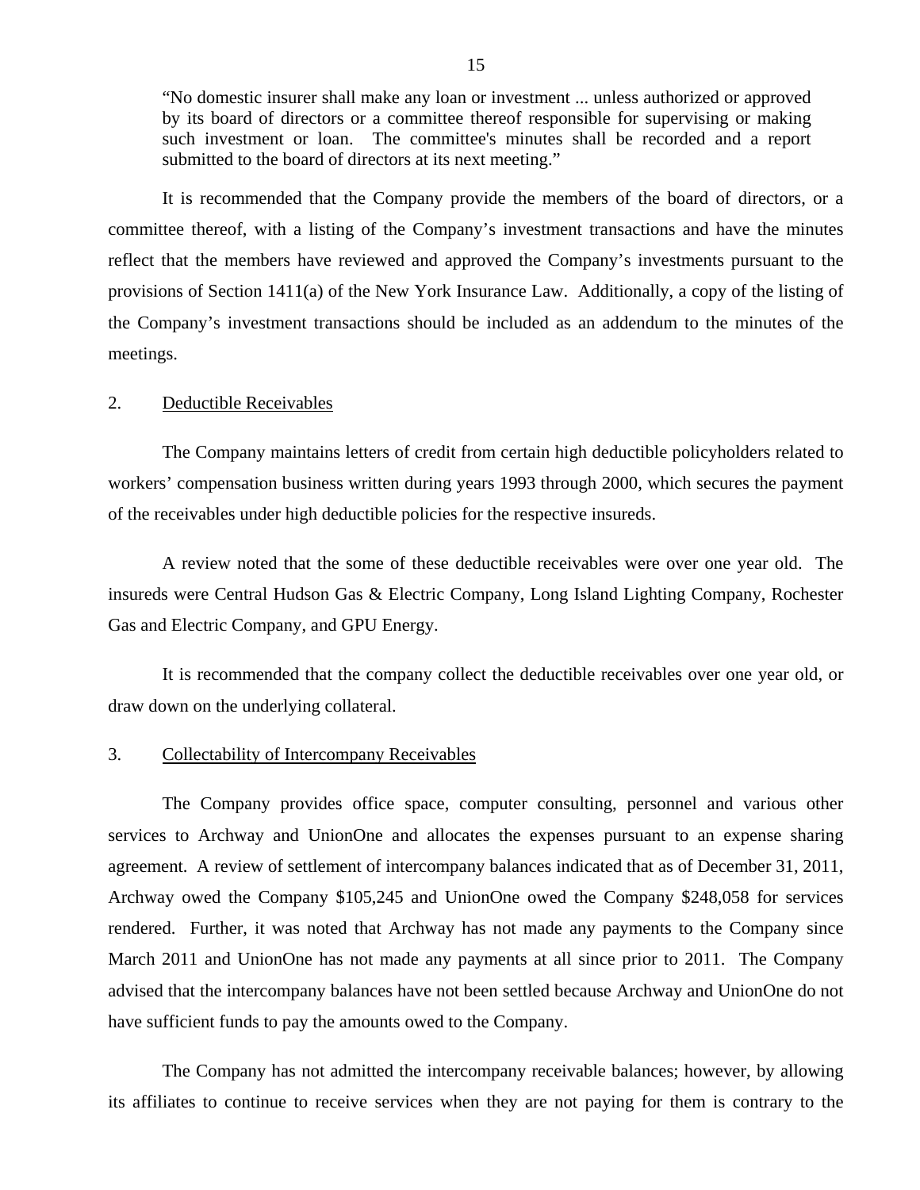> "No domestic insurer shall make any loan or investment ... unless authorized or approved by its board of directors or a committee thereof responsible for supervising or making such investment or loan. The committee's minutes shall be recorded and a report submitted to the board of directors at its next meeting."

It is recommended that the Company provide the members of the board of directors, or a committee thereof, with a listing of the Company's investment transactions and have the minutes reflect that the members have reviewed and approved the Company's investments pursuant to the provisions of Section 1411(a) of the New York Insurance Law. Additionally, a copy of the listing of the Company's investment transactions should be included as an addendum to the minutes of the meetings.

2. Deductible Receivables

The Company maintains letters of credit from certain high deductible policyholders related to workers' compensation business written during years 1993 through 2000, which secures the payment of the receivables under high deductible policies for the respective insureds.

A review noted that the some of these deductible receivables were over one year old. The insureds were Central Hudson Gas & Electric Company, Long Island Lighting Company, Rochester Gas and Electric Company, and GPU Energy.

It is recommended that the company collect the deductible receivables over one year old, or draw down on the underlying collateral.

3. Collectability of Intercompany Receivables

The Company provides office space, computer consulting, personnel and various other services to Archway and UnionOne and allocates the expenses pursuant to an expense sharing agreement. A review of settlement of intercompany balances indicated that as of December 31, 2011, Archway owed the Company $105,245 and UnionOne owed the Company $248,058 for services rendered. Further, it was noted that Archway has not made any payments to the Company since March 2011 and UnionOne has not made any payments at all since prior to 2011. The Company advised that the intercompany balances have not been settled because Archway and UnionOne do not have sufficient funds to pay the amounts owed to the Company.

The Company has not admitted the intercompany receivable balances; however, by allowing its affiliates to continue to receive services when they are not paying for them is contrary to the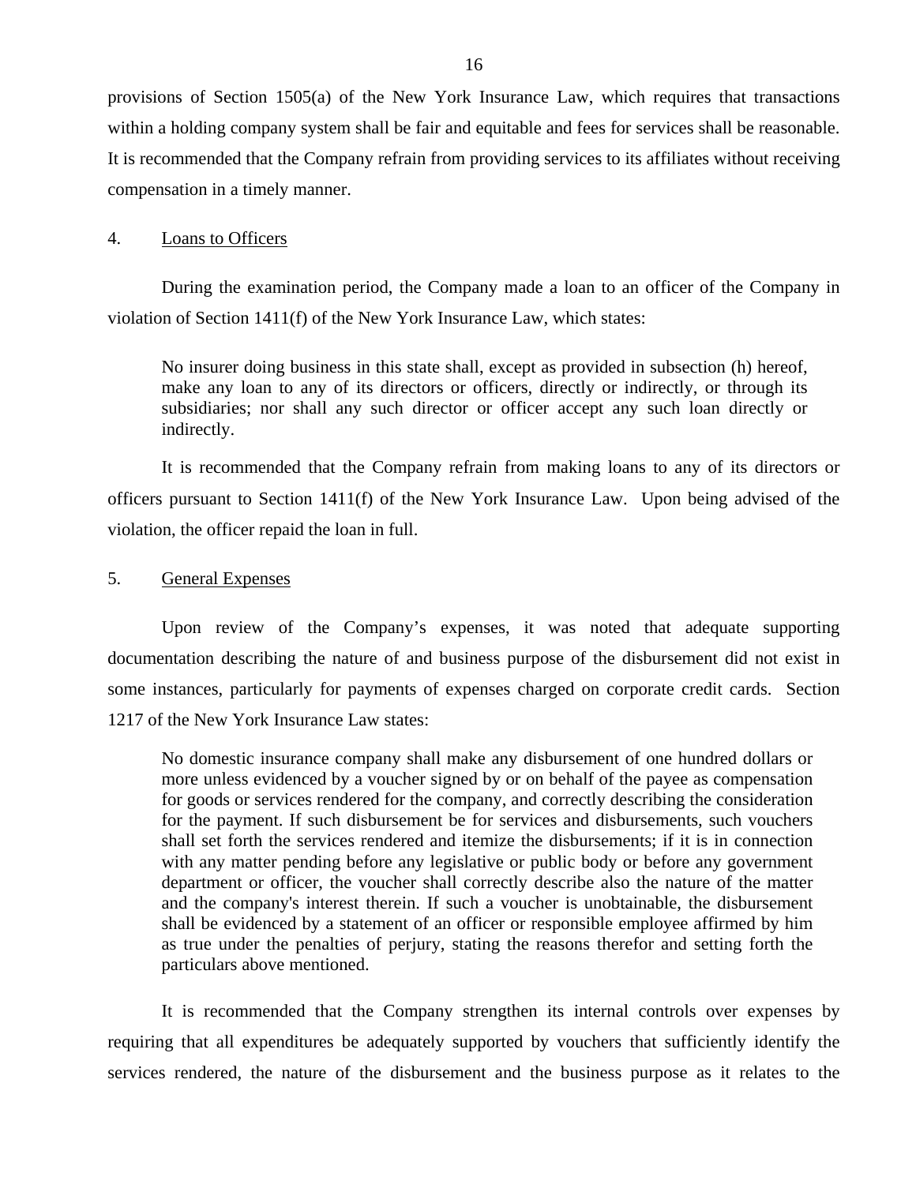provisions of Section 1505(a) of the New York Insurance Law, which requires that transactions within a holding company system shall be fair and equitable and fees for services shall be reasonable. It is recommended that the Company refrain from providing services to its affiliates without receiving compensation in a timely manner.

4. Loans to Officers

During the examination period, the Company made a loan to an officer of the Company in violation of Section 1411(f) of the New York Insurance Law, which states:

> No insurer doing business in this state shall, except as provided in subsection (h) hereof, make any loan to any of its directors or officers, directly or indirectly, or through its subsidiaries; nor shall any such director or officer accept any such loan directly or indirectly.

It is recommended that the Company refrain from making loans to any of its directors or officers pursuant to Section 1411(f) of the New York Insurance Law. Upon being advised of the violation, the officer repaid the loan in full.

5. General Expenses

Upon review of the Company's expenses, it was noted that adequate supporting documentation describing the nature of and business purpose of the disbursement did not exist in some instances, particularly for payments of expenses charged on corporate credit cards. Section 1217 of the New York Insurance Law states:

> No domestic insurance company shall make any disbursement of one hundred dollars or more unless evidenced by a voucher signed by or on behalf of the payee as compensation for goods or services rendered for the company, and correctly describing the consideration for the payment. If such disbursement be for services and disbursements, such vouchers shall set forth the services rendered and itemize the disbursements; if it is in connection with any matter pending before any legislative or public body or before any government department or officer, the voucher shall correctly describe also the nature of the matter and the company's interest therein. If such a voucher is unobtainable, the disbursement shall be evidenced by a statement of an officer or responsible employee affirmed by him as true under the penalties of perjury, stating the reasons therefor and setting forth the particulars above mentioned.

It is recommended that the Company strengthen its internal controls over expenses by requiring that all expenditures be adequately supported by vouchers that sufficiently identify the services rendered, the nature of the disbursement and the business purpose as it relates to the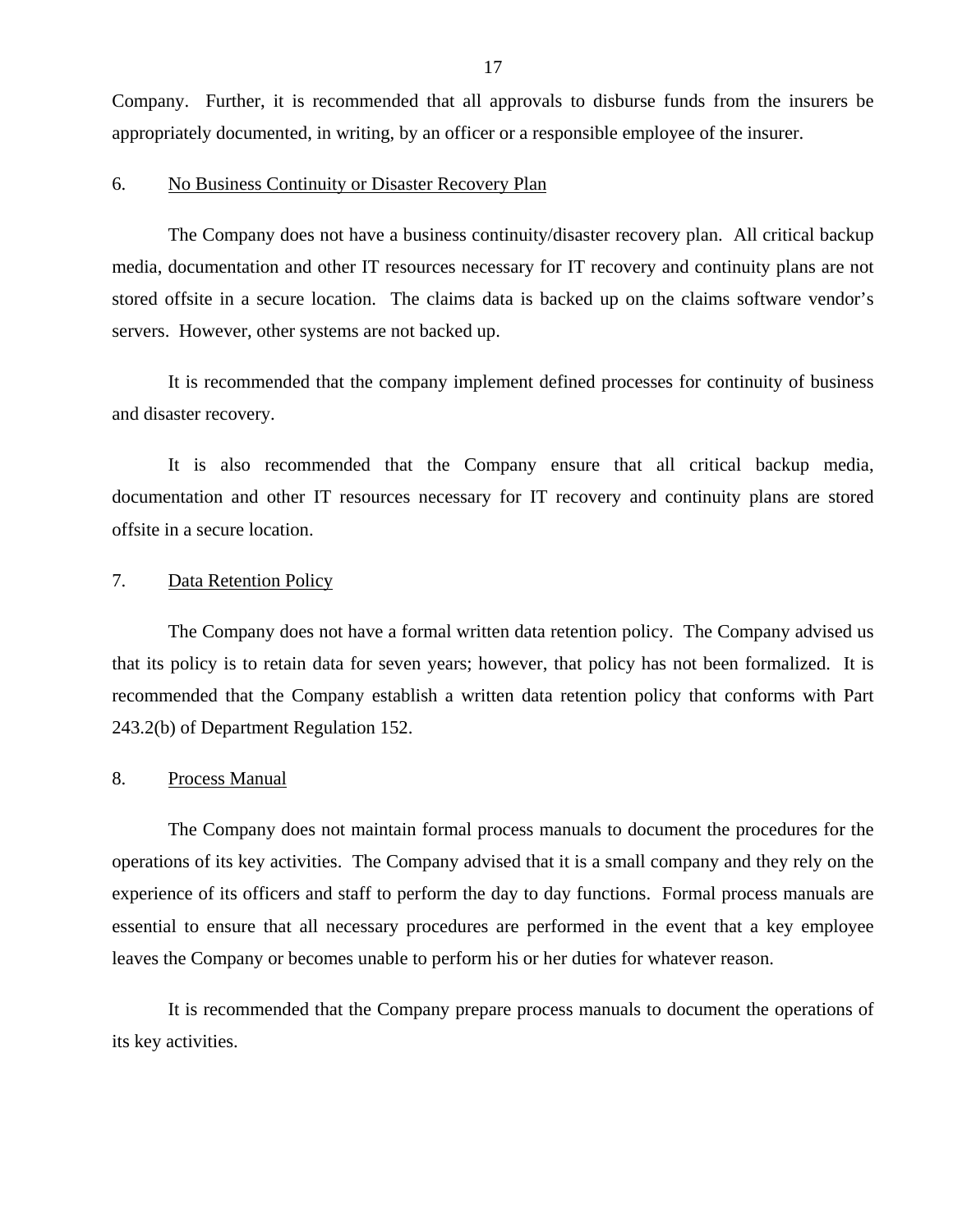Company. Further, it is recommended that all approvals to disburse funds from the insurers be appropriately documented, in writing, by an officer or a responsible employee of the insurer.

6. No Business Continuity or Disaster Recovery Plan

The Company does not have a business continuity/disaster recovery plan. All critical backup media, documentation and other IT resources necessary for IT recovery and continuity plans are not stored offsite in a secure location. The claims data is backed up on the claims software vendor's servers. However, other systems are not backed up.

It is recommended that the company implement defined processes for continuity of business and disaster recovery.

It is also recommended that the Company ensure that all critical backup media, documentation and other IT resources necessary for IT recovery and continuity plans are stored offsite in a secure location.

7. Data Retention Policy

The Company does not have a formal written data retention policy. The Company advised us that its policy is to retain data for seven years; however, that policy has not been formalized. It is recommended that the Company establish a written data retention policy that conforms with Part 243.2(b) of Department Regulation 152.

8. Process Manual

The Company does not maintain formal process manuals to document the procedures for the operations of its key activities. The Company advised that it is a small company and they rely on the experience of its officers and staff to perform the day to day functions. Formal process manuals are essential to ensure that all necessary procedures are performed in the event that a key employee leaves the Company or becomes unable to perform his or her duties for whatever reason.

It is recommended that the Company prepare process manuals to document the operations of its key activities.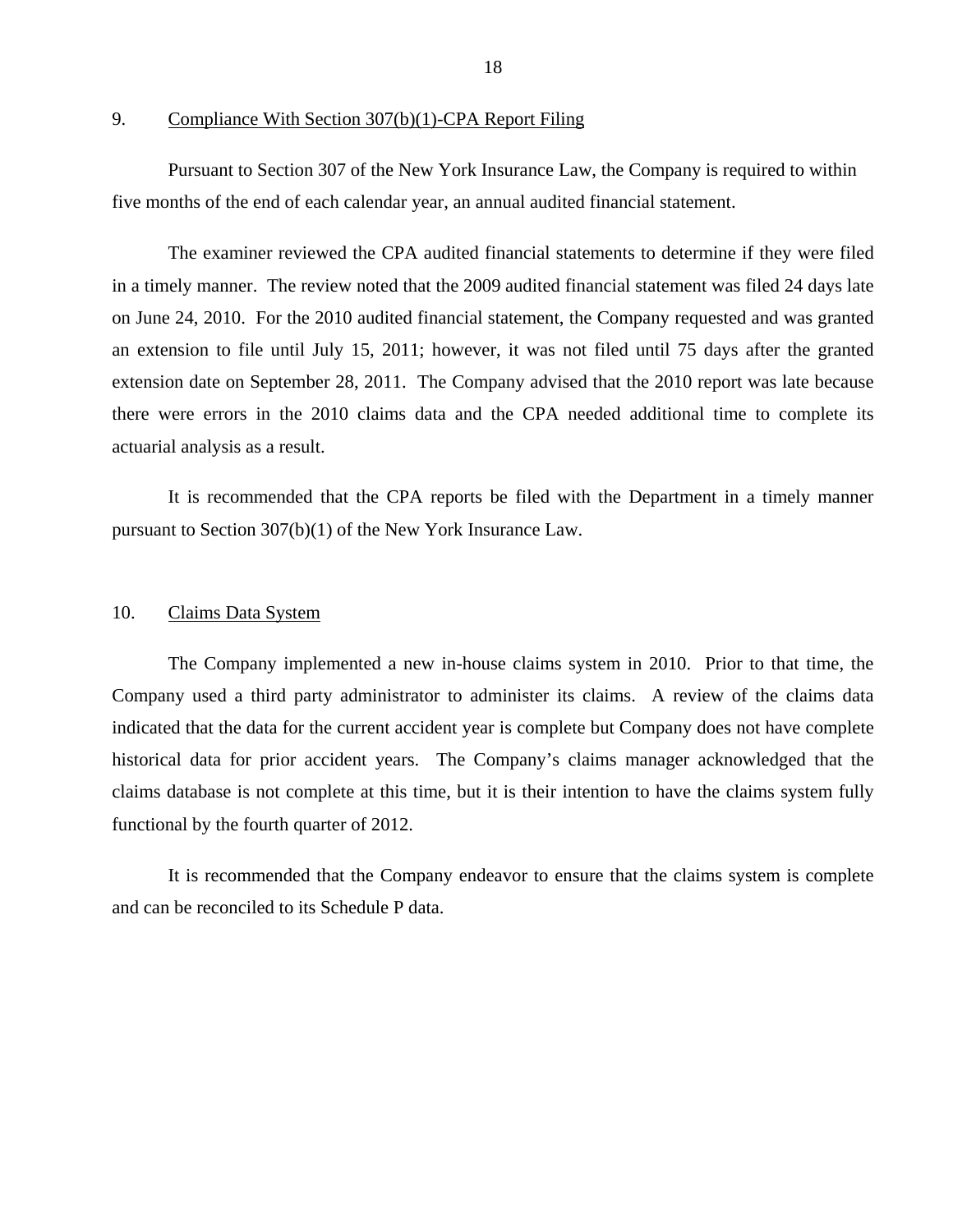9. Compliance With Section 307(b)(1)-CPA Report Filing

Pursuant to Section 307 of the New York Insurance Law, the Company is required to within five months of the end of each calendar year, an annual audited financial statement.

The examiner reviewed the CPA audited financial statements to determine if they were filed in a timely manner. The review noted that the 2009 audited financial statement was filed 24 days late on June 24, 2010. For the 2010 audited financial statement, the Company requested and was granted an extension to file until July 15, 2011; however, it was not filed until 75 days after the granted extension date on September 28, 2011. The Company advised that the 2010 report was late because there were errors in the 2010 claims data and the CPA needed additional time to complete its actuarial analysis as a result.

It is recommended that the CPA reports be filed with the Department in a timely manner pursuant to Section 307(b)(1) of the New York Insurance Law.

10. Claims Data System

The Company implemented a new in-house claims system in 2010. Prior to that time, the Company used a third party administrator to administer its claims. A review of the claims data indicated that the data for the current accident year is complete but Company does not have complete historical data for prior accident years. The Company's claims manager acknowledged that the claims database is not complete at this time, but it is their intention to have the claims system fully functional by the fourth quarter of 2012.

It is recommended that the Company endeavor to ensure that the claims system is complete and can be reconciled to its Schedule P data.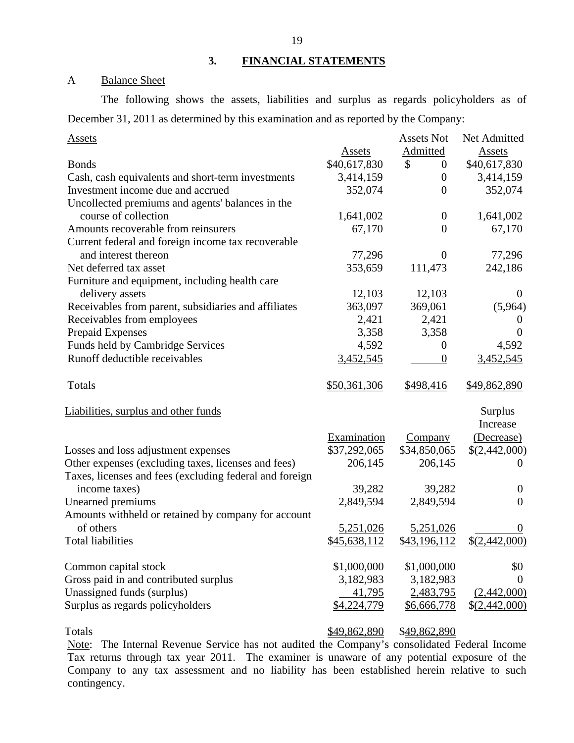## 3. FINANCIAL STATEMENTS

### A Balance Sheet

The following shows the assets, liabilities and surplus as regards policyholders as of December 31, 2011 as determined by this examination and as reported by the Company:

| Assets | Assets | Assets Not Admitted | Net Admitted Assets |
|---|---|---|---|
| Bonds | $40,617,830 | $ 0 | $40,617,830 |
| Cash, cash equivalents and short-term investments | 3,414,159 | 0 | 3,414,159 |
| Investment income due and accrued | 352,074 | 0 | 352,074 |
| Uncollected premiums and agents' balances in the course of collection | 1,641,002 | 0 | 1,641,002 |
| Amounts recoverable from reinsurers | 67,170 | 0 | 67,170 |
| Current federal and foreign income tax recoverable and interest thereon | 77,296 | 0 | 77,296 |
| Net deferred tax asset | 353,659 | 111,473 | 242,186 |
| Furniture and equipment, including health care delivery assets | 12,103 | 12,103 | 0 |
| Receivables from parent, subsidiaries and affiliates | 363,097 | 369,061 | (5,964) |
| Receivables from employees | 2,421 | 2,421 | 0 |
| Prepaid Expenses | 3,358 | 3,358 | 0 |
| Funds held by Cambridge Services | 4,592 | 0 | 4,592 |
| Runoff deductible receivables | 3,452,545 | 0 | 3,452,545 |
| Totals | $50,361,306 | $498,416 | $49,862,890 |

| Liabilities, surplus and other funds | Examination | Company | Surplus Increase (Decrease) |
|---|---|---|---|
| Losses and loss adjustment expenses | $37,292,065 | $34,850,065 | $(2,442,000) |
| Other expenses (excluding taxes, licenses and fees) | 206,145 | 206,145 | 0 |
| Taxes, licenses and fees (excluding federal and foreign income taxes) | 39,282 | 39,282 | 0 |
| Unearned premiums | 2,849,594 | 2,849,594 | 0 |
| Amounts withheld or retained by company for account of others | 5,251,026 | 5,251,026 | 0 |
| Total liabilities | $45,638,112 | $43,196,112 | $(2,442,000) |
| | | | |
| Common capital stock | $1,000,000 | $1,000,000 | $0 |
| Gross paid in and contributed surplus | 3,182,983 | 3,182,983 | 0 |
| Unassigned funds (surplus) | 41,795 | 2,483,795 | (2,442,000) |
| Surplus as regards policyholders | $4,224,779 | $6,666,778 | $(2,442,000) |
| | | | |
| Totals | $49,862,890 | $49,862,890 | |

Note: The Internal Revenue Service has not audited the Company's consolidated Federal Income Tax returns through tax year 2011. The examiner is unaware of any potential exposure of the Company to any tax assessment and no liability has been established herein relative to such contingency.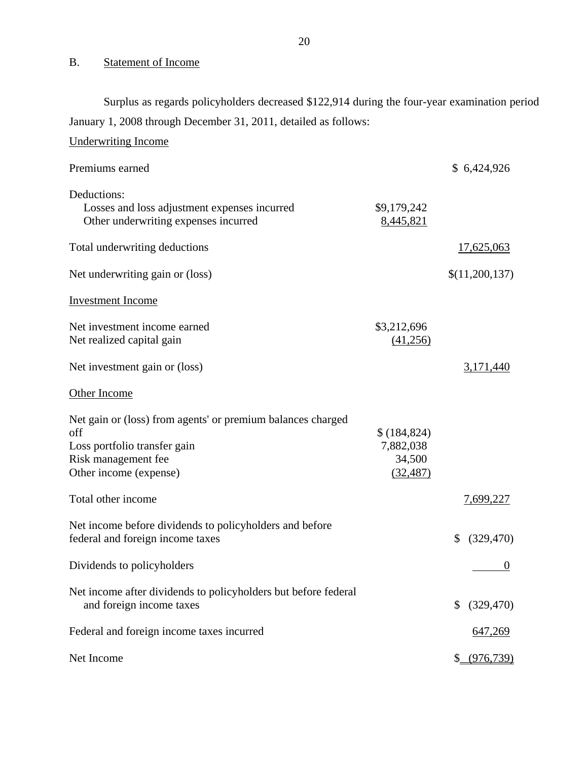## B. Statement of Income

Surplus as regards policyholders decreased $122,914 during the four-year examination period January 1, 2008 through December 31, 2011, detailed as follows:

**Underwriting Income**

| | | |
|---|---|---|
| Premiums earned | | $ 6,424,926 |
| Deductions: | | |
| Losses and loss adjustment expenses incurred | $9,179,242 | |
| Other underwriting expenses incurred | 8,445,821 | |
| Total underwriting deductions | | 17,625,063 |
| Net underwriting gain or (loss) | | $(11,200,137) |
| **Investment Income** | | |
| Net investment income earned | $3,212,696 | |
| Net realized capital gain | (41,256) | |
| Net investment gain or (loss) | | 3,171,440 |
| **Other Income** | | |
| Net gain or (loss) from agents' or premium balances charged off | $ (184,824) | |
| Loss portfolio transfer gain | 7,882,038 | |
| Risk management fee | 34,500 | |
| Other income (expense) | (32,487) | |
| Total other income | | 7,699,227 |
| Net income before dividends to policyholders and before federal and foreign income taxes | | $ (329,470) |
| Dividends to policyholders | | 0 |
| Net income after dividends to policyholders but before federal and foreign income taxes | | $ (329,470) |
| Federal and foreign income taxes incurred | | 647,269 |
| Net Income | | $ (976,739) |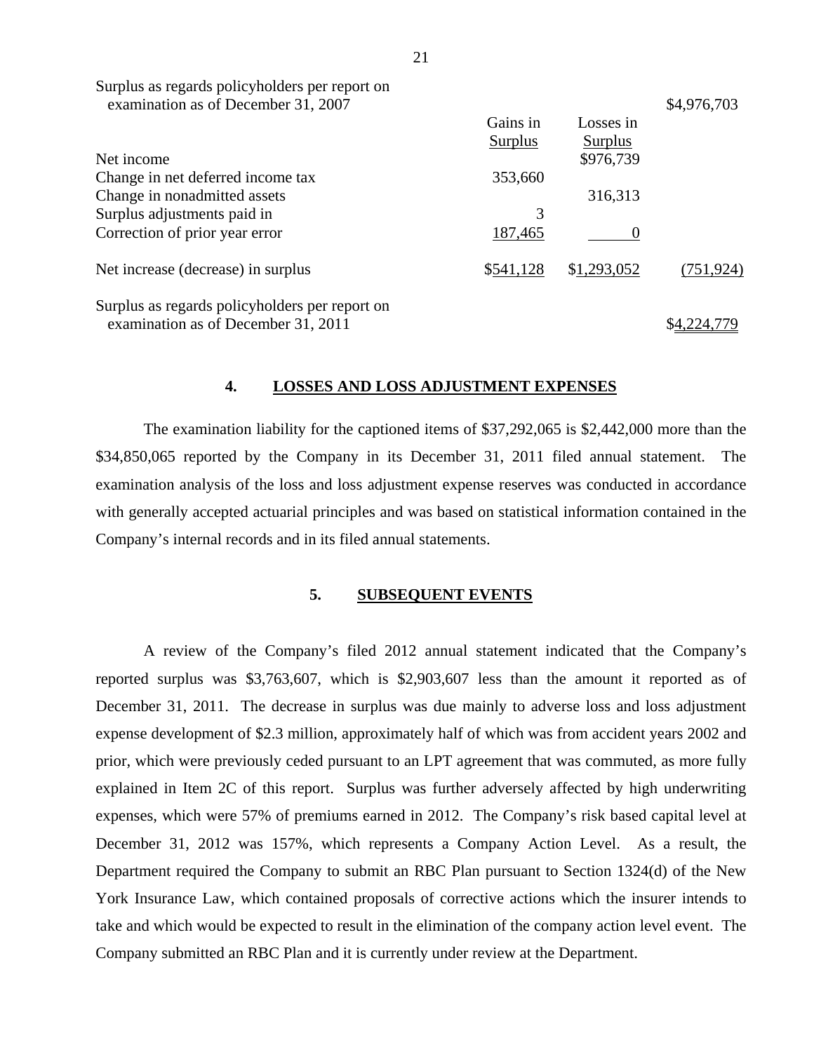| | Gains in Surplus | Losses in Surplus | |
|---|---|---|---|
| Surplus as regards policyholders per report on examination as of December 31, 2007 | | | $4,976,703 |
| Net income | | $976,739 | |
| Change in net deferred income tax | 353,660 | | |
| Change in nonadmitted assets | | 316,313 | |
| Surplus adjustments paid in | 3 | | |
| Correction of prior year error | 187,465 | 0 | |
| Net increase (decrease) in surplus | $541,128 | $1,293,052 | (751,924) |
| Surplus as regards policyholders per report on examination as of December 31, 2011 | | | $4,224,779 |

## 4. LOSSES AND LOSS ADJUSTMENT EXPENSES

The examination liability for the captioned items of $37,292,065 is $2,442,000 more than the $34,850,065 reported by the Company in its December 31, 2011 filed annual statement. The examination analysis of the loss and loss adjustment expense reserves was conducted in accordance with generally accepted actuarial principles and was based on statistical information contained in the Company's internal records and in its filed annual statements.

## 5. SUBSEQUENT EVENTS

A review of the Company's filed 2012 annual statement indicated that the Company's reported surplus was $3,763,607, which is $2,903,607 less than the amount it reported as of December 31, 2011. The decrease in surplus was due mainly to adverse loss and loss adjustment expense development of $2.3 million, approximately half of which was from accident years 2002 and prior, which were previously ceded pursuant to an LPT agreement that was commuted, as more fully explained in Item 2C of this report. Surplus was further adversely affected by high underwriting expenses, which were 57% of premiums earned in 2012. The Company's risk based capital level at December 31, 2012 was 157%, which represents a Company Action Level. As a result, the Department required the Company to submit an RBC Plan pursuant to Section 1324(d) of the New York Insurance Law, which contained proposals of corrective actions which the insurer intends to take and which would be expected to result in the elimination of the company action level event. The Company submitted an RBC Plan and it is currently under review at the Department.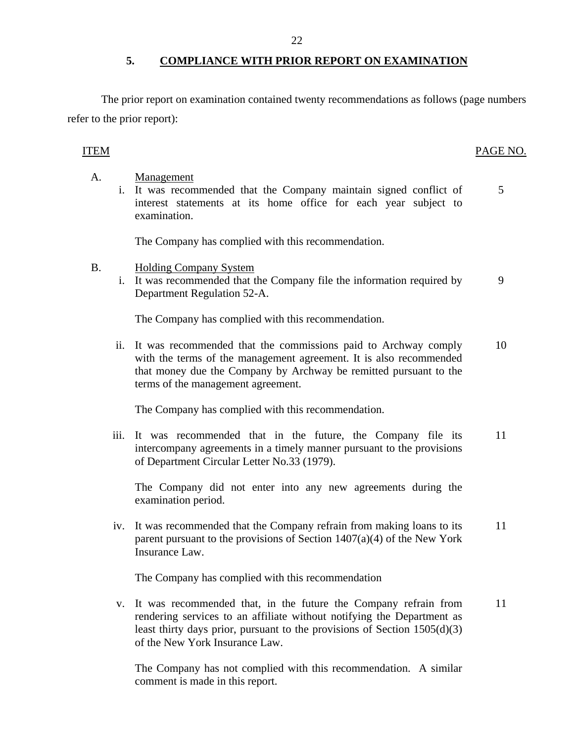## 5. COMPLIANCE WITH PRIOR REPORT ON EXAMINATION

The prior report on examination contained twenty recommendations as follows (page numbers refer to the prior report):

| ITEM | | PAGE NO. |
|---|---|---|
| A. | Management | |
| i. | It was recommended that the Company maintain signed conflict of interest statements at its home office for each year subject to examination. | 5 |
| | The Company has complied with this recommendation. | |
| B. | Holding Company System | |
| i. | It was recommended that the Company file the information required by Department Regulation 52-A. | 9 |
| | The Company has complied with this recommendation. | |
| ii. | It was recommended that the commissions paid to Archway comply with the terms of the management agreement. It is also recommended that money due the Company by Archway be remitted pursuant to the terms of the management agreement. | 10 |
| | The Company has complied with this recommendation. | |
| iii. | It was recommended that in the future, the Company file its intercompany agreements in a timely manner pursuant to the provisions of Department Circular Letter No.33 (1979). | 11 |
| | The Company did not enter into any new agreements during the examination period. | |
| iv. | It was recommended that the Company refrain from making loans to its parent pursuant to the provisions of Section 1407(a)(4) of the New York Insurance Law. | 11 |
| | The Company has complied with this recommendation | |
| v. | It was recommended that, in the future the Company refrain from rendering services to an affiliate without notifying the Department as least thirty days prior, pursuant to the provisions of Section 1505(d)(3) of the New York Insurance Law. | 11 |
| | The Company has not complied with this recommendation. A similar comment is made in this report. | |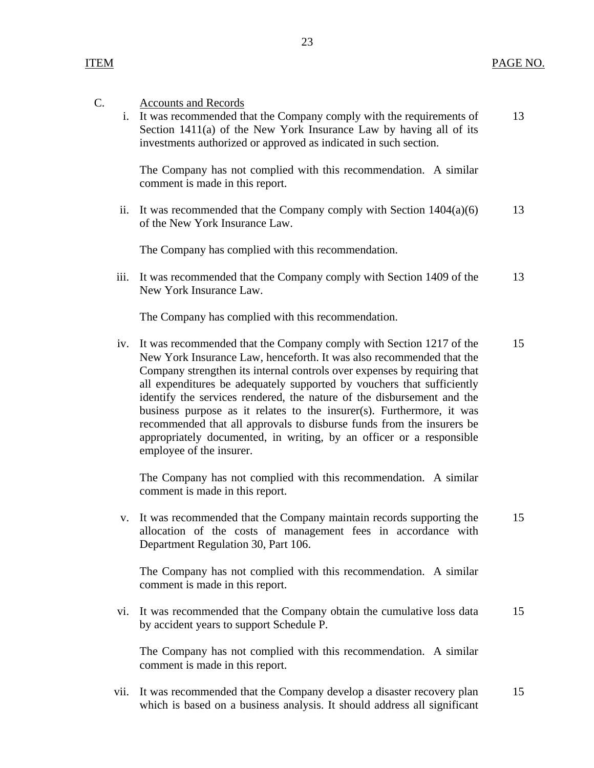| ITEM | | PAGE NO. |
|---|---|---|
| C. | Accounts and Records | |
| i. | It was recommended that the Company comply with the requirements of Section 1411(a) of the New York Insurance Law by having all of its investments authorized or approved as indicated in such section.<br><br>The Company has not complied with this recommendation. A similar comment is made in this report. | 13 |
| ii. | It was recommended that the Company comply with Section 1404(a)(6) of the New York Insurance Law.<br><br>The Company has complied with this recommendation. | 13 |
| iii. | It was recommended that the Company comply with Section 1409 of the New York Insurance Law.<br><br>The Company has complied with this recommendation. | 13 |
| iv. | It was recommended that the Company comply with Section 1217 of the New York Insurance Law, henceforth. It was also recommended that the Company strengthen its internal controls over expenses by requiring that all expenditures be adequately supported by vouchers that sufficiently identify the services rendered, the nature of the disbursement and the business purpose as it relates to the insurer(s). Furthermore, it was recommended that all approvals to disburse funds from the insurers be appropriately documented, in writing, by an officer or a responsible employee of the insurer.<br><br>The Company has not complied with this recommendation. A similar comment is made in this report. | 15 |
| v. | It was recommended that the Company maintain records supporting the allocation of the costs of management fees in accordance with Department Regulation 30, Part 106.<br><br>The Company has not complied with this recommendation. A similar comment is made in this report. | 15 |
| vi. | It was recommended that the Company obtain the cumulative loss data by accident years to support Schedule P.<br><br>The Company has not complied with this recommendation. A similar comment is made in this report. | 15 |
| vii. | It was recommended that the Company develop a disaster recovery plan which is based on a business analysis. It should address all significant | 15 |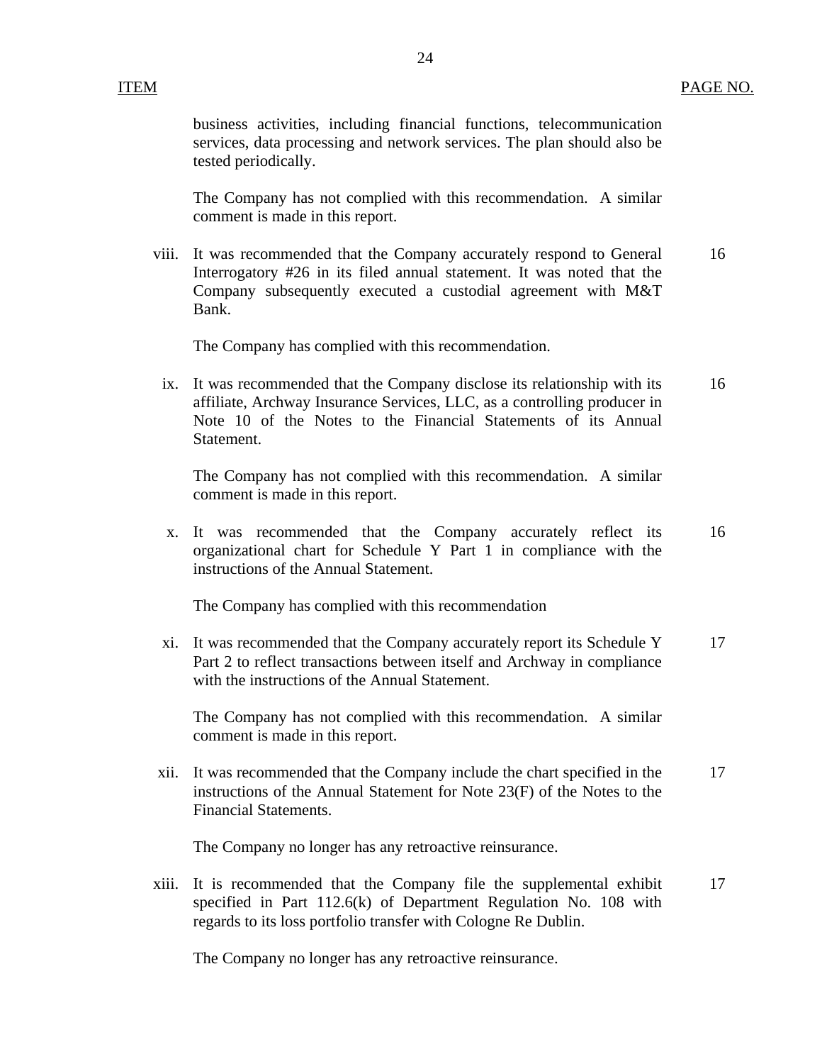| ITEM | | PAGE NO. |
|---|---|---|
| | business activities, including financial functions, telecommunication services, data processing and network services. The plan should also be tested periodically.<br><br>The Company has not complied with this recommendation. A similar comment is made in this report. | |
| viii. | It was recommended that the Company accurately respond to General Interrogatory #26 in its filed annual statement. It was noted that the Company subsequently executed a custodial agreement with M&T Bank.<br><br>The Company has complied with this recommendation. | 16 |
| ix. | It was recommended that the Company disclose its relationship with its affiliate, Archway Insurance Services, LLC, as a controlling producer in Note 10 of the Notes to the Financial Statements of its Annual Statement.<br><br>The Company has not complied with this recommendation. A similar comment is made in this report. | 16 |
| x. | It was recommended that the Company accurately reflect its organizational chart for Schedule Y Part 1 in compliance with the instructions of the Annual Statement.<br><br>The Company has complied with this recommendation | 16 |
| xi. | It was recommended that the Company accurately report its Schedule Y Part 2 to reflect transactions between itself and Archway in compliance with the instructions of the Annual Statement.<br><br>The Company has not complied with this recommendation. A similar comment is made in this report. | 17 |
| xii. | It was recommended that the Company include the chart specified in the instructions of the Annual Statement for Note 23(F) of the Notes to the Financial Statements.<br><br>The Company no longer has any retroactive reinsurance. | 17 |
| xiii. | It is recommended that the Company file the supplemental exhibit specified in Part 112.6(k) of Department Regulation No. 108 with regards to its loss portfolio transfer with Cologne Re Dublin.<br><br>The Company no longer has any retroactive reinsurance. | 17 |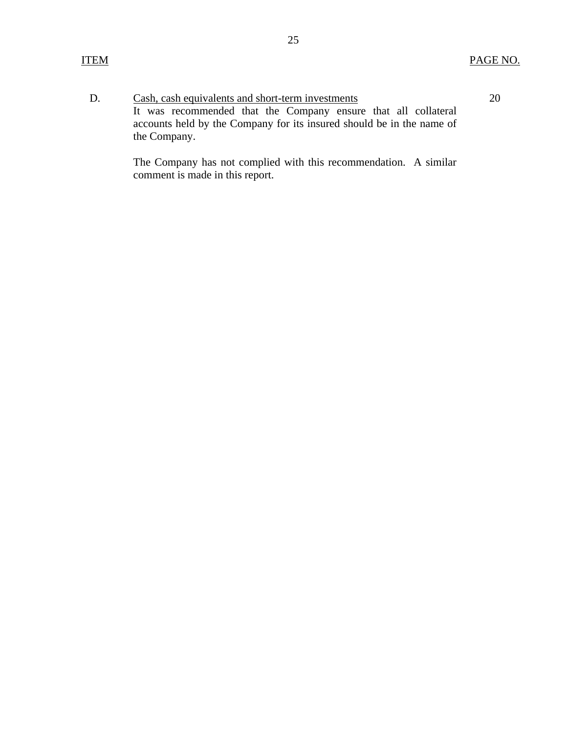| ITEM | | PAGE NO. |
|---|---|---|
| D. | Cash, cash equivalents and short-term investments<br>It was recommended that the Company ensure that all collateral accounts held by the Company for its insured should be in the name of the Company.<br><br>The Company has not complied with this recommendation. A similar comment is made in this report. | 20 |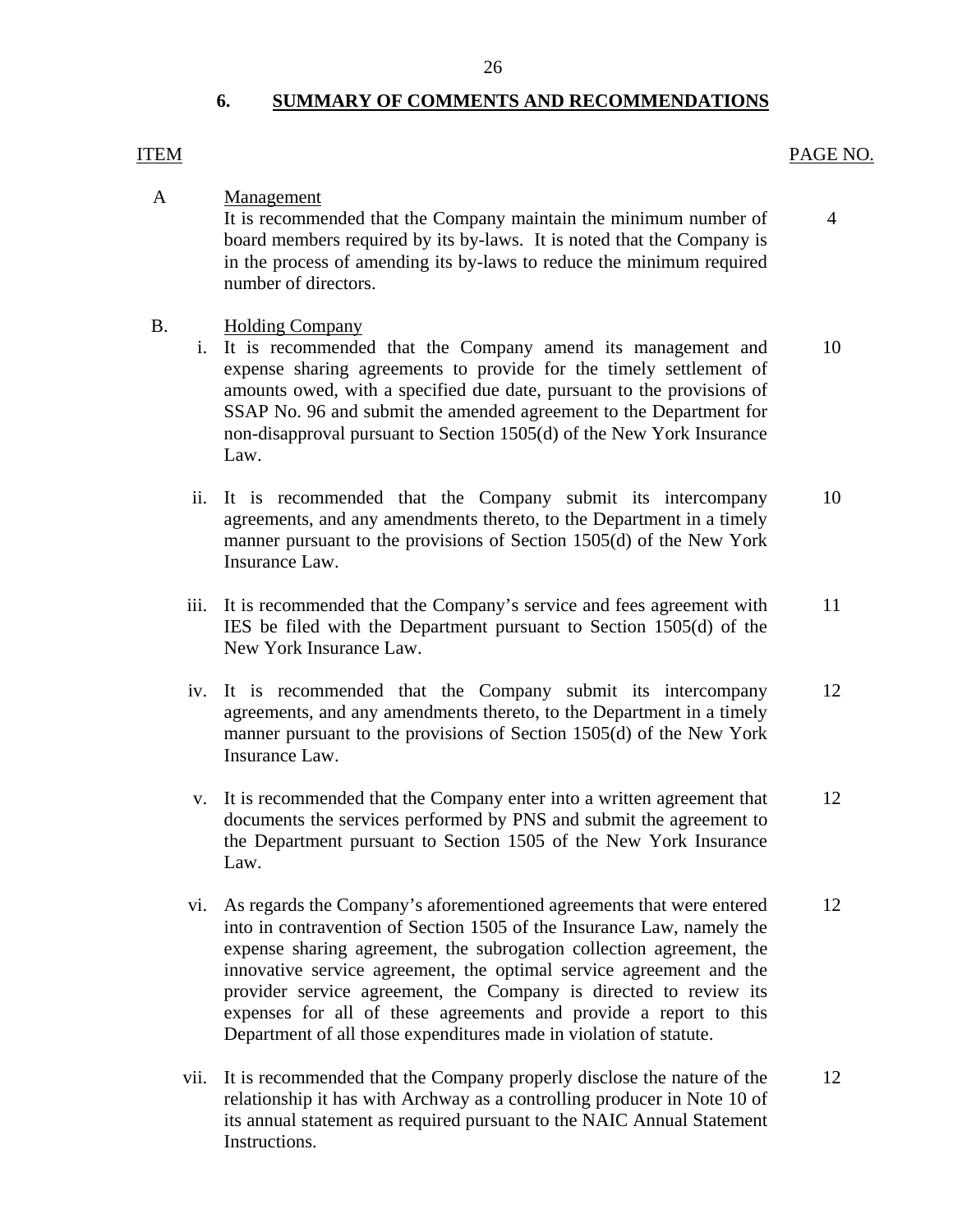## 6. SUMMARY OF COMMENTS AND RECOMMENDATIONS

| ITEM | | PAGE NO. |
|---|---|---|
| A | **Management**<br>It is recommended that the Company maintain the minimum number of board members required by its by-laws. It is noted that the Company is in the process of amending its by-laws to reduce the minimum required number of directors. | 4 |
| B. | **Holding Company** | |
| i. | It is recommended that the Company amend its management and expense sharing agreements to provide for the timely settlement of amounts owed, with a specified due date, pursuant to the provisions of SSAP No. 96 and submit the amended agreement to the Department for non-disapproval pursuant to Section 1505(d) of the New York Insurance Law. | 10 |
| ii. | It is recommended that the Company submit its intercompany agreements, and any amendments thereto, to the Department in a timely manner pursuant to the provisions of Section 1505(d) of the New York Insurance Law. | 10 |
| iii. | It is recommended that the Company's service and fees agreement with IES be filed with the Department pursuant to Section 1505(d) of the New York Insurance Law. | 11 |
| iv. | It is recommended that the Company submit its intercompany agreements, and any amendments thereto, to the Department in a timely manner pursuant to the provisions of Section 1505(d) of the New York Insurance Law. | 12 |
| v. | It is recommended that the Company enter into a written agreement that documents the services performed by PNS and submit the agreement to the Department pursuant to Section 1505 of the New York Insurance Law. | 12 |
| vi. | As regards the Company's aforementioned agreements that were entered into in contravention of Section 1505 of the Insurance Law, namely the expense sharing agreement, the subrogation collection agreement, the innovative service agreement, the optimal service agreement and the provider service agreement, the Company is directed to review its expenses for all of these agreements and provide a report to this Department of all those expenditures made in violation of statute. | 12 |
| vii. | It is recommended that the Company properly disclose the nature of the relationship it has with Archway as a controlling producer in Note 10 of its annual statement as required pursuant to the NAIC Annual Statement Instructions. | 12 |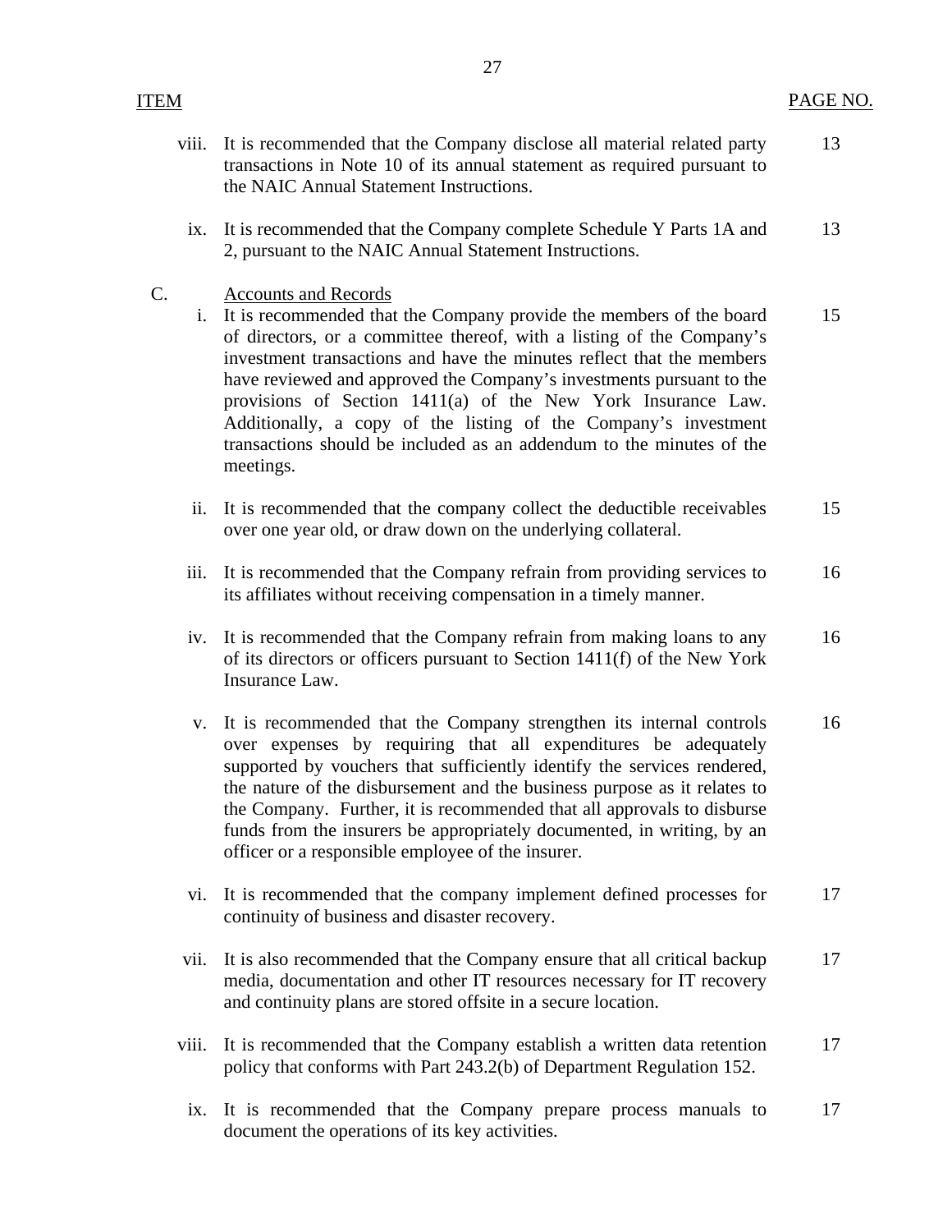| ITEM | | | PAGE NO. |
|---|---|---|---|
| | viii. | It is recommended that the Company disclose all material related party transactions in Note 10 of its annual statement as required pursuant to the NAIC Annual Statement Instructions. | 13 |
| | ix. | It is recommended that the Company complete Schedule Y Parts 1A and 2, pursuant to the NAIC Annual Statement Instructions. | 13 |
| C. | | <u>Accounts and Records</u> | |
| | i. | It is recommended that the Company provide the members of the board of directors, or a committee thereof, with a listing of the Company's investment transactions and have the minutes reflect that the members have reviewed and approved the Company's investments pursuant to the provisions of Section 1411(a) of the New York Insurance Law. Additionally, a copy of the listing of the Company's investment transactions should be included as an addendum to the minutes of the meetings. | 15 |
| | ii. | It is recommended that the company collect the deductible receivables over one year old, or draw down on the underlying collateral. | 15 |
| | iii. | It is recommended that the Company refrain from providing services to its affiliates without receiving compensation in a timely manner. | 16 |
| | iv. | It is recommended that the Company refrain from making loans to any of its directors or officers pursuant to Section 1411(f) of the New York Insurance Law. | 16 |
| | v. | It is recommended that the Company strengthen its internal controls over expenses by requiring that all expenditures be adequately supported by vouchers that sufficiently identify the services rendered, the nature of the disbursement and the business purpose as it relates to the Company. Further, it is recommended that all approvals to disburse funds from the insurers be appropriately documented, in writing, by an officer or a responsible employee of the insurer. | 16 |
| | vi. | It is recommended that the company implement defined processes for continuity of business and disaster recovery. | 17 |
| | vii. | It is also recommended that the Company ensure that all critical backup media, documentation and other IT resources necessary for IT recovery and continuity plans are stored offsite in a secure location. | 17 |
| | viii. | It is recommended that the Company establish a written data retention policy that conforms with Part 243.2(b) of Department Regulation 152. | 17 |
| | ix. | It is recommended that the Company prepare process manuals to document the operations of its key activities. | 17 |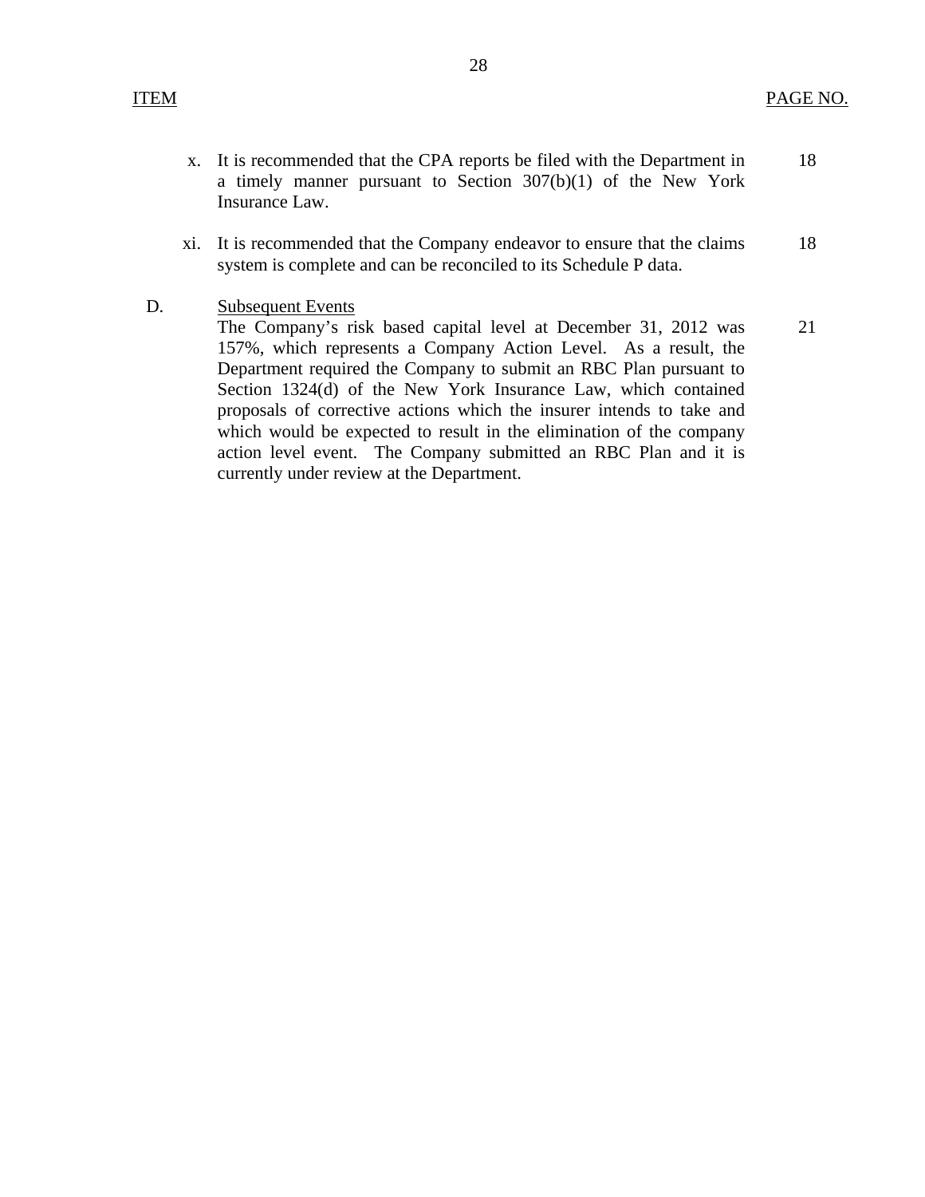| ITEM | | PAGE NO. |
|---|---|---|
| x. | It is recommended that the CPA reports be filed with the Department in a timely manner pursuant to Section 307(b)(1) of the New York Insurance Law. | 18 |
| xi. | It is recommended that the Company endeavor to ensure that the claims system is complete and can be reconciled to its Schedule P data. | 18 |
| D. | Subsequent Events<br>The Company's risk based capital level at December 31, 2012 was 157%, which represents a Company Action Level. As a result, the Department required the Company to submit an RBC Plan pursuant to Section 1324(d) of the New York Insurance Law, which contained proposals of corrective actions which the insurer intends to take and which would be expected to result in the elimination of the company action level event. The Company submitted an RBC Plan and it is currently under review at the Department. | 21 |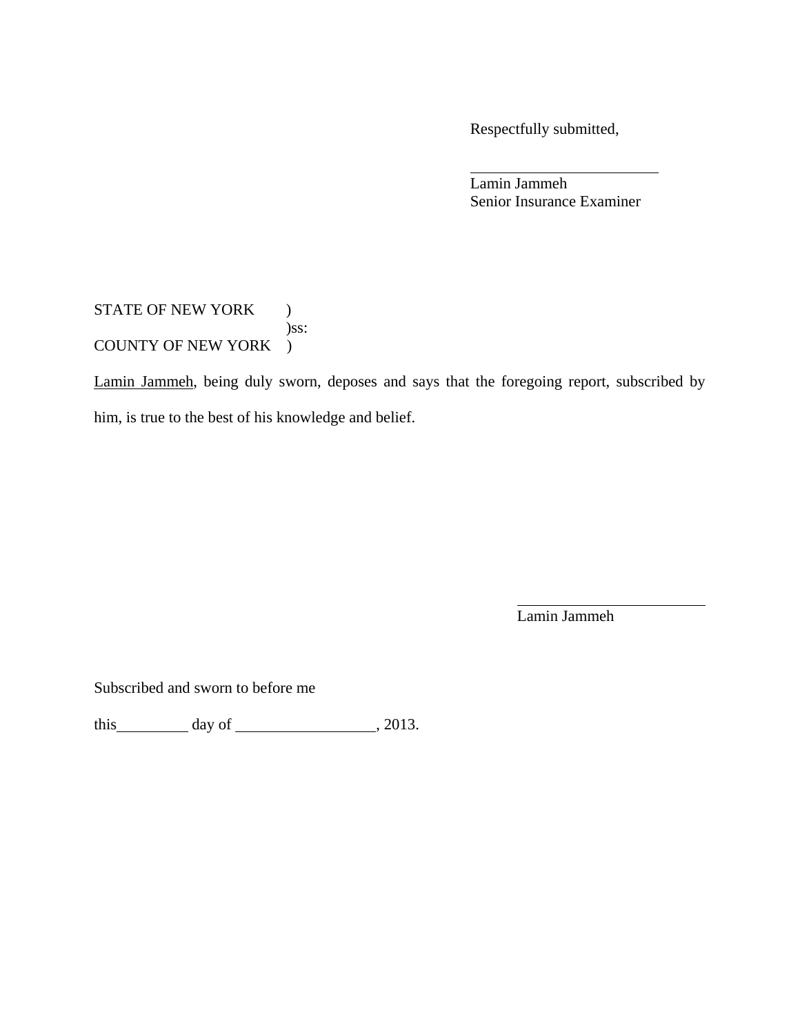Respectfully submitted,

\_\_\_\_\_\_\_\_\_\_\_\_\_\_\_\_\_\_\_\_\_\_\_\_
Lamin Jammeh
Senior Insurance Examiner

STATE OF NEW YORK )
)ss:
COUNTY OF NEW YORK )

Lamin Jammeh, being duly sworn, deposes and says that the foregoing report, subscribed by him, is true to the best of his knowledge and belief.

\_\_\_\_\_\_\_\_\_\_\_\_\_\_\_\_\_\_\_\_\_\_\_\_
Lamin Jammeh

Subscribed and sworn to before me

this\_\_\_\_\_\_\_\_\_ day of \_\_\_\_\_\_\_\_\_\_\_\_\_\_\_\_\_, 2013.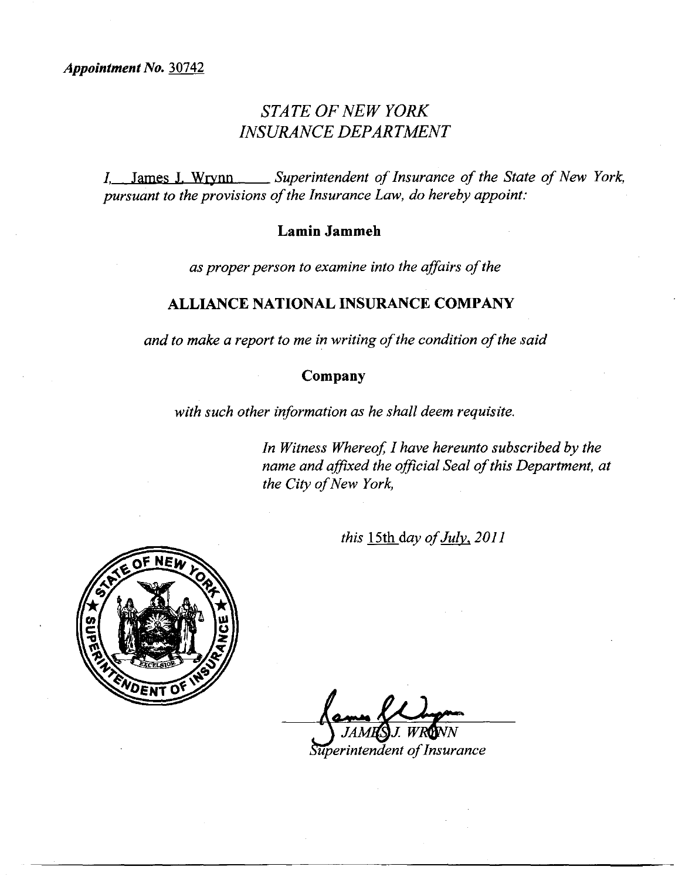*Appointment No.* 30742

## *STATE OF NEW YORK*
## *INSURANCE DEPARTMENT*

*I,* James J. Wrynn *Superintendent of Insurance of the State of New York, pursuant to the provisions of the Insurance Law, do hereby appoint:*

**Lamin Jammeh**

*as proper person to examine into the affairs of the*

**ALLIANCE NATIONAL INSURANCE COMPANY**

*and to make a report to me in writing of the condition of the said*

**Company**

*with such other information as he shall deem requisite.*

*In Witness Whereof, I have hereunto subscribed by the name and affixed the official Seal of this Department, at the City of New York,*

*this* 15th *day of* *July, 2011*

STATE OF NEW YORK ★ SUPERINTENDENT OF INSURANCE ★ EXCELSIOR

*JAMES J. WRYNN*
*Superintendent of Insurance*